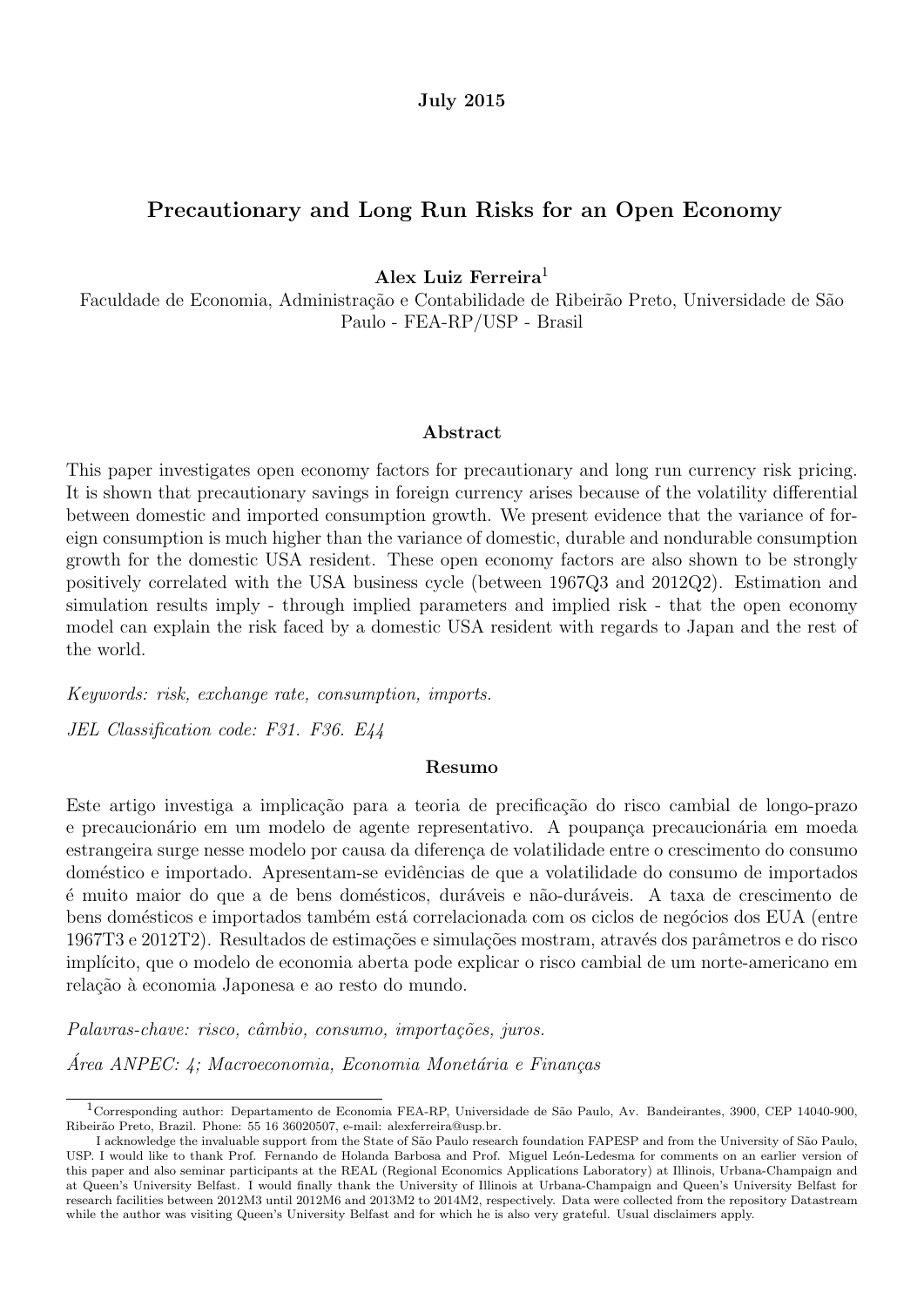**July 2015**

# Precautionary and Long Run Risks for an Open Economy

**Alex Luiz Ferreira**[1]

Faculdade de Economia, Administração e Contabilidade de Ribeirão Preto, Universidade de São Paulo - FEA-RP/USP - Brasil

## Abstract

This paper investigates open economy factors for precautionary and long run currency risk pricing. It is shown that precautionary savings in foreign currency arises because of the volatility differential between domestic and imported consumption growth. We present evidence that the variance of foreign consumption is much higher than the variance of domestic, durable and nondurable consumption growth for the domestic USA resident. These open economy factors are also shown to be strongly positively correlated with the USA business cycle (between 1967Q3 and 2012Q2). Estimation and simulation results imply - through implied parameters and implied risk - that the open economy model can explain the risk faced by a domestic USA resident with regards to Japan and the rest of the world.

*Keywords: risk, exchange rate, consumption, imports.*

*JEL Classification code: F31. F36. E44*

## Resumo

Este artigo investiga a implicação para a teoria de precificação do risco cambial de longo-prazo e precaucionário em um modelo de agente representativo. A poupança precaucionária em moeda estrangeira surge nesse modelo por causa da diferença de volatilidade entre o crescimento do consumo doméstico e importado. Apresentam-se evidências de que a volatilidade do consumo de importados é muito maior do que a de bens domésticos, duráveis e não-duráveis. A taxa de crescimento de bens domésticos e importados também está correlacionada com os ciclos de negócios dos EUA (entre 1967T3 e 2012T2). Resultados de estimações e simulações mostram, através dos parâmetros e do risco implícito, que o modelo de economia aberta pode explicar o risco cambial de um norte-americano em relação à economia Japonesa e ao resto do mundo.

*Palavras-chave: risco, câmbio, consumo, importações, juros.*

*Área ANPEC: 4; Macroeconomia, Economia Monetária e Finanças*

---

[1] Corresponding author: Departamento de Economia FEA-RP, Universidade de São Paulo, Av. Bandeirantes, 3900, CEP 14040-900, Ribeirão Preto, Brazil. Phone: 55 16 36020507, e-mail: alexferreira@usp.br.

I acknowledge the invaluable support from the State of São Paulo research foundation FAPESP and from the University of São Paulo, USP. I would like to thank Prof. Fernando de Holanda Barbosa and Prof. Miguel León-Ledesma for comments on an earlier version of this paper and also seminar participants at the REAL (Regional Economics Applications Laboratory) at Illinois, Urbana-Champaign and at Queen's University Belfast. I would finally thank the University of Illinois at Urbana-Champaign and Queen's University Belfast for research facilities between 2012M3 until 2012M6 and 2013M2 to 2014M2, respectively. Data were collected from the repository Datastream while the author was visiting Queen's University Belfast and for which he is also very grateful. Usual disclaimers apply.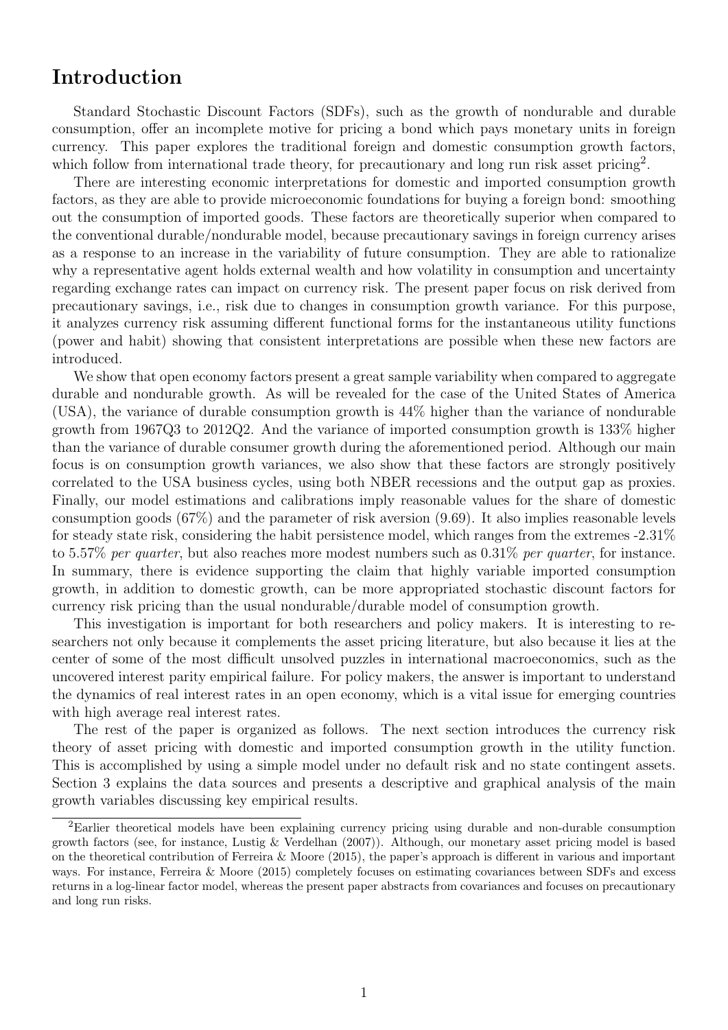# Introduction

Standard Stochastic Discount Factors (SDFs), such as the growth of nondurable and durable consumption, offer an incomplete motive for pricing a bond which pays monetary units in foreign currency. This paper explores the traditional foreign and domestic consumption growth factors, which follow from international trade theory, for precautionary and long run risk asset pricing[2].

There are interesting economic interpretations for domestic and imported consumption growth factors, as they are able to provide microeconomic foundations for buying a foreign bond: smoothing out the consumption of imported goods. These factors are theoretically superior when compared to the conventional durable/nondurable model, because precautionary savings in foreign currency arises as a response to an increase in the variability of future consumption. They are able to rationalize why a representative agent holds external wealth and how volatility in consumption and uncertainty regarding exchange rates can impact on currency risk. The present paper focus on risk derived from precautionary savings, i.e., risk due to changes in consumption growth variance. For this purpose, it analyzes currency risk assuming different functional forms for the instantaneous utility functions (power and habit) showing that consistent interpretations are possible when these new factors are introduced.

We show that open economy factors present a great sample variability when compared to aggregate durable and nondurable growth. As will be revealed for the case of the United States of America (USA), the variance of durable consumption growth is 44% higher than the variance of nondurable growth from 1967Q3 to 2012Q2. And the variance of imported consumption growth is 133% higher than the variance of durable consumer growth during the aforementioned period. Although our main focus is on consumption growth variances, we also show that these factors are strongly positively correlated to the USA business cycles, using both NBER recessions and the output gap as proxies. Finally, our model estimations and calibrations imply reasonable values for the share of domestic consumption goods (67%) and the parameter of risk aversion (9.69). It also implies reasonable levels for steady state risk, considering the habit persistence model, which ranges from the extremes -2.31% to 5.57% *per quarter*, but also reaches more modest numbers such as 0.31% *per quarter*, for instance. In summary, there is evidence supporting the claim that highly variable imported consumption growth, in addition to domestic growth, can be more appropriated stochastic discount factors for currency risk pricing than the usual nondurable/durable model of consumption growth.

This investigation is important for both researchers and policy makers. It is interesting to researchers not only because it complements the asset pricing literature, but also because it lies at the center of some of the most difficult unsolved puzzles in international macroeconomics, such as the uncovered interest parity empirical failure. For policy makers, the answer is important to understand the dynamics of real interest rates in an open economy, which is a vital issue for emerging countries with high average real interest rates.

The rest of the paper is organized as follows. The next section introduces the currency risk theory of asset pricing with domestic and imported consumption growth in the utility function. This is accomplished by using a simple model under no default risk and no state contingent assets. Section 3 explains the data sources and presents a descriptive and graphical analysis of the main growth variables discussing key empirical results.

[2]Earlier theoretical models have been explaining currency pricing using durable and non-durable consumption growth factors (see, for instance, Lustig & Verdelhan (2007)). Although, our monetary asset pricing model is based on the theoretical contribution of Ferreira & Moore (2015), the paper's approach is different in various and important ways. For instance, Ferreira & Moore (2015) completely focuses on estimating covariances between SDFs and excess returns in a log-linear factor model, whereas the present paper abstracts from covariances and focuses on precautionary and long run risks.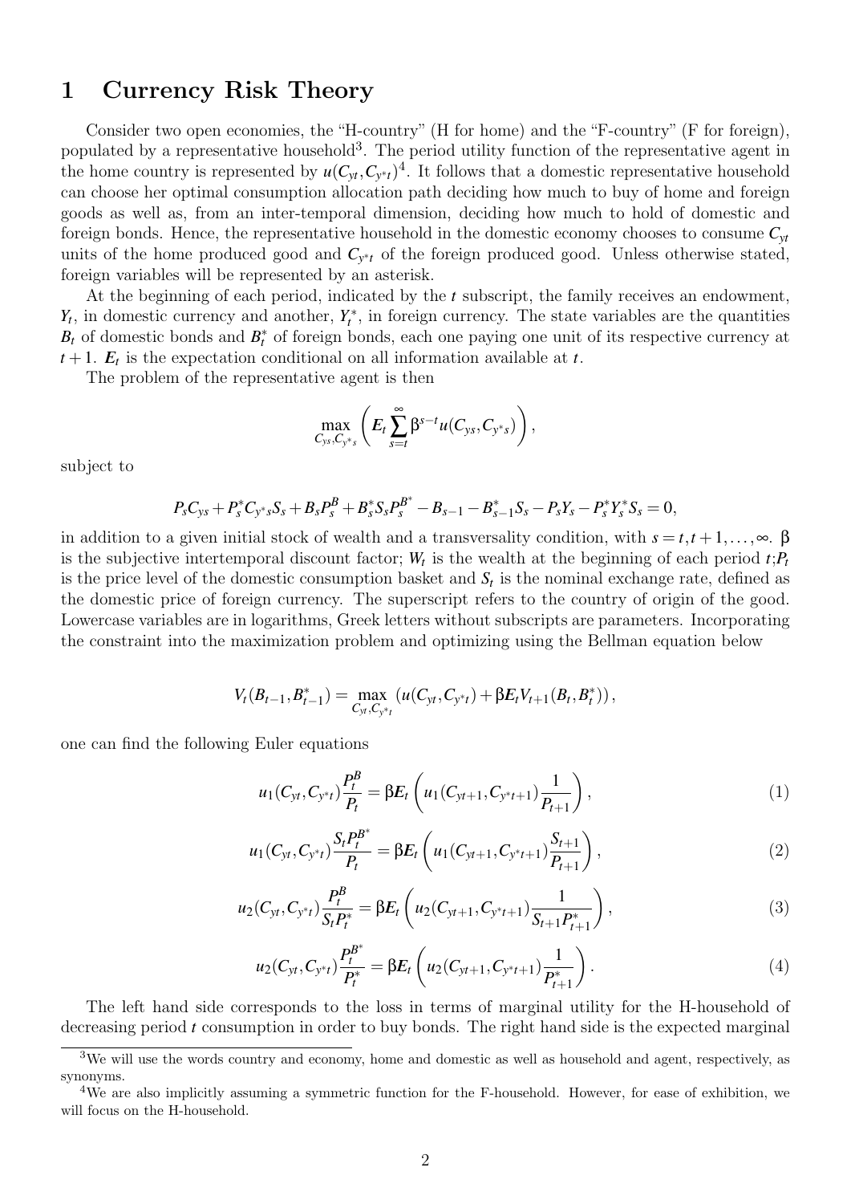# 1 Currency Risk Theory

Consider two open economies, the "H-country" (H for home) and the "F-country" (F for foreign), populated by a representative household[3]. The period utility function of the representative agent in the home country is represented by $u(C_{yt}, C_{y^*t})$[4]. It follows that a domestic representative household can choose her optimal consumption allocation path deciding how much to buy of home and foreign goods as well as, from an inter-temporal dimension, deciding how much to hold of domestic and foreign bonds. Hence, the representative household in the domestic economy chooses to consume $C_{yt}$ units of the home produced good and $C_{y^*t}$ of the foreign produced good. Unless otherwise stated, foreign variables will be represented by an asterisk.

At the beginning of each period, indicated by the $t$ subscript, the family receives an endowment, $Y_t$, in domestic currency and another, $Y_t^*$, in foreign currency. The state variables are the quantities $B_t$ of domestic bonds and $B_t^*$ of foreign bonds, each one paying one unit of its respective currency at $t+1$. $E_t$ is the expectation conditional on all information available at $t$.

The problem of the representative agent is then

$$\max_{C_{ys}, C_{y^*s}} \left( E_t \sum_{s=t}^{\infty} \beta^{s-t} u(C_{ys}, C_{y^*s}) \right),$$

subject to

$$P_s C_{ys} + P_s^* C_{y^*s} S_s + B_s P_s^B + B_s^* S_s P_s^{B^*} - B_{s-1} - B_{s-1}^* S_s - P_s Y_s - P_s^* Y_s^* S_s = 0,$$

in addition to a given initial stock of wealth and a transversality condition, with $s = t, t+1, \ldots, \infty$. $\beta$ is the subjective intertemporal discount factor; $W_t$ is the wealth at the beginning of each period $t$;$P_t$ is the price level of the domestic consumption basket and $S_t$ is the nominal exchange rate, defined as the domestic price of foreign currency. The superscript refers to the country of origin of the good. Lowercase variables are in logarithms, Greek letters without subscripts are parameters. Incorporating the constraint into the maximization problem and optimizing using the Bellman equation below

$$V_t(B_{t-1}, B_{t-1}^*) = \max_{C_{yt}, C_{y^*t}} \left( u(C_{yt}, C_{y^*t}) + \beta E_t V_{t+1}(B_t, B_t^*) \right),$$

one can find the following Euler equations

$$u_1(C_{yt}, C_{y^*t}) \frac{P_t^B}{P_t} = \beta E_t \left( u_1(C_{yt+1}, C_{y^*t+1}) \frac{1}{P_{t+1}} \right), \tag{1}$$

$$u_1(C_{yt}, C_{y^*t}) \frac{S_t P_t^{B^*}}{P_t} = \beta E_t \left( u_1(C_{yt+1}, C_{y^*t+1}) \frac{S_{t+1}}{P_{t+1}} \right), \tag{2}$$

$$u_2(C_{yt}, C_{y^*t}) \frac{P_t^B}{S_t P_t^*} = \beta E_t \left( u_2(C_{yt+1}, C_{y^*t+1}) \frac{1}{S_{t+1} P_{t+1}^*} \right), \tag{3}$$

$$u_2(C_{yt}, C_{y^*t}) \frac{P_t^{B^*}}{P_t^*} = \beta E_t \left( u_2(C_{yt+1}, C_{y^*t+1}) \frac{1}{P_{t+1}^*} \right). \tag{4}$$

The left hand side corresponds to the loss in terms of marginal utility for the H-household of decreasing period $t$ consumption in order to buy bonds. The right hand side is the expected marginal

[3] We will use the words country and economy, home and domestic as well as household and agent, respectively, as synonyms.

[4] We are also implicitly assuming a symmetric function for the F-household. However, for ease of exhibition, we will focus on the H-household.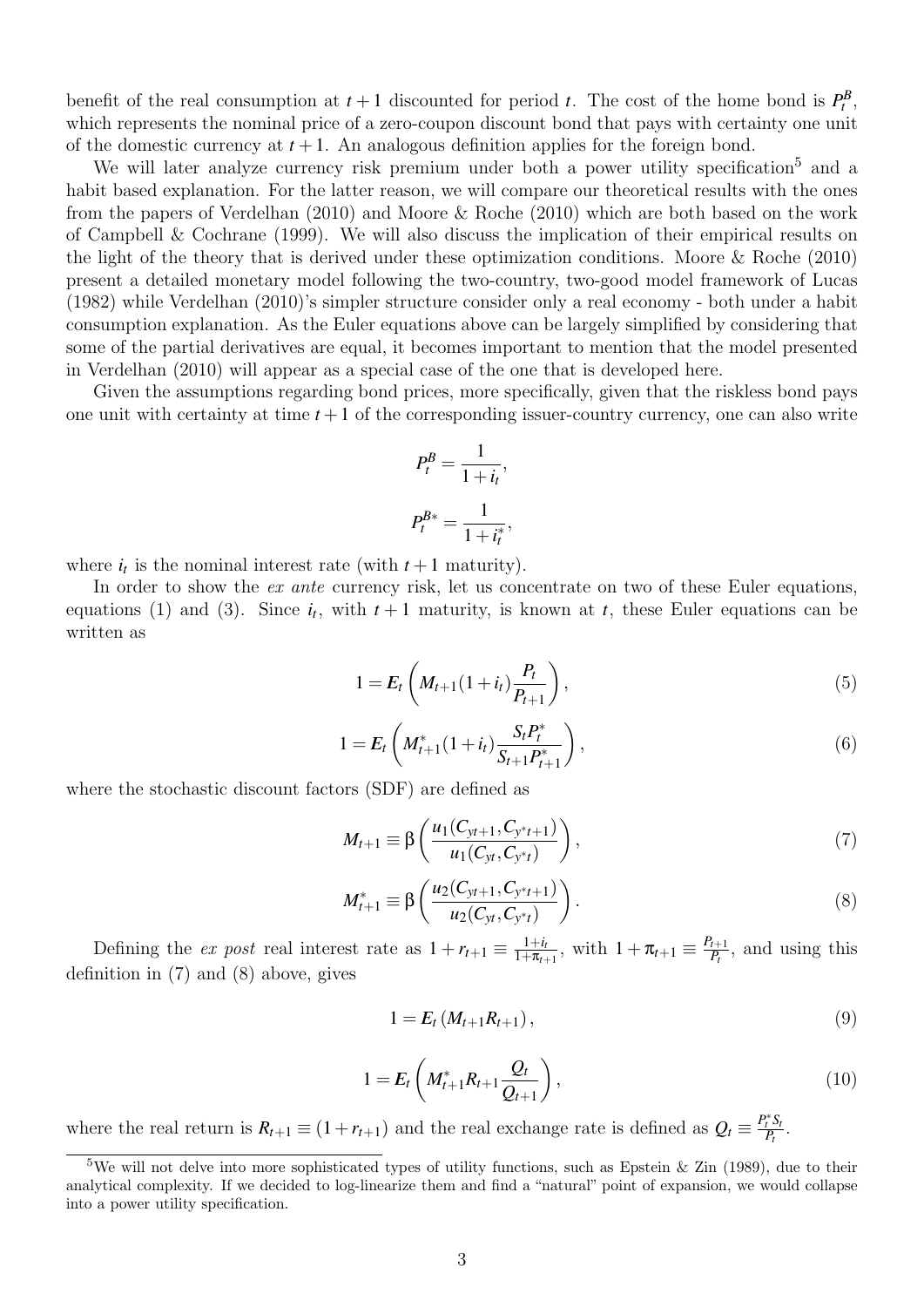benefit of the real consumption at $t+1$ discounted for period $t$. The cost of the home bond is $P_t^B$, which represents the nominal price of a zero-coupon discount bond that pays with certainty one unit of the domestic currency at $t+1$. An analogous definition applies for the foreign bond.

We will later analyze currency risk premium under both a power utility specification[5] and a habit based explanation. For the latter reason, we will compare our theoretical results with the ones from the papers of Verdelhan (2010) and Moore & Roche (2010) which are both based on the work of Campbell & Cochrane (1999). We will also discuss the implication of their empirical results on the light of the theory that is derived under these optimization conditions. Moore & Roche (2010) present a detailed monetary model following the two-country, two-good model framework of Lucas (1982) while Verdelhan (2010)'s simpler structure consider only a real economy - both under a habit consumption explanation. As the Euler equations above can be largely simplified by considering that some of the partial derivatives are equal, it becomes important to mention that the model presented in Verdelhan (2010) will appear as a special case of the one that is developed here.

Given the assumptions regarding bond prices, more specifically, given that the riskless bond pays one unit with certainty at time $t+1$ of the corresponding issuer-country currency, one can also write

$$P_t^B = \frac{1}{1+i_t},$$

$$P_t^{B*} = \frac{1}{1+i_t^*},$$

where $i_t$ is the nominal interest rate (with $t+1$ maturity).

In order to show the *ex ante* currency risk, let us concentrate on two of these Euler equations, equations (1) and (3). Since $i_t$, with $t+1$ maturity, is known at $t$, these Euler equations can be written as

$$1 = E_t\left(M_{t+1}(1+i_t)\frac{P_t}{P_{t+1}}\right), \tag{5}$$

$$1 = E_t\left(M_{t+1}^*(1+i_t)\frac{S_t P_t^*}{S_{t+1}P_{t+1}^*}\right), \tag{6}$$

where the stochastic discount factors (SDF) are defined as

$$M_{t+1} \equiv \beta\left(\frac{u_1(C_{yt+1}, C_{y^*t+1})}{u_1(C_{yt}, C_{y^*t})}\right), \tag{7}$$

$$M_{t+1}^* \equiv \beta\left(\frac{u_2(C_{yt+1}, C_{y^*t+1})}{u_2(C_{yt}, C_{y^*t})}\right). \tag{8}$$

Defining the *ex post* real interest rate as $1+r_{t+1} \equiv \frac{1+i_t}{1+\pi_{t+1}}$, with $1+\pi_{t+1} \equiv \frac{P_{t+1}}{P_t}$, and using this definition in (7) and (8) above, gives

$$1 = E_t\left(M_{t+1}R_{t+1}\right), \tag{9}$$

$$1 = E_t\left(M_{t+1}^* R_{t+1}\frac{Q_t}{Q_{t+1}}\right), \tag{10}$$

where the real return is $R_{t+1} \equiv (1+r_{t+1})$ and the real exchange rate is defined as $Q_t \equiv \frac{P_t^* S_t}{P_t}$.

[5] We will not delve into more sophisticated types of utility functions, such as Epstein & Zin (1989), due to their analytical complexity. If we decided to log-linearize them and find a "natural" point of expansion, we would collapse into a power utility specification.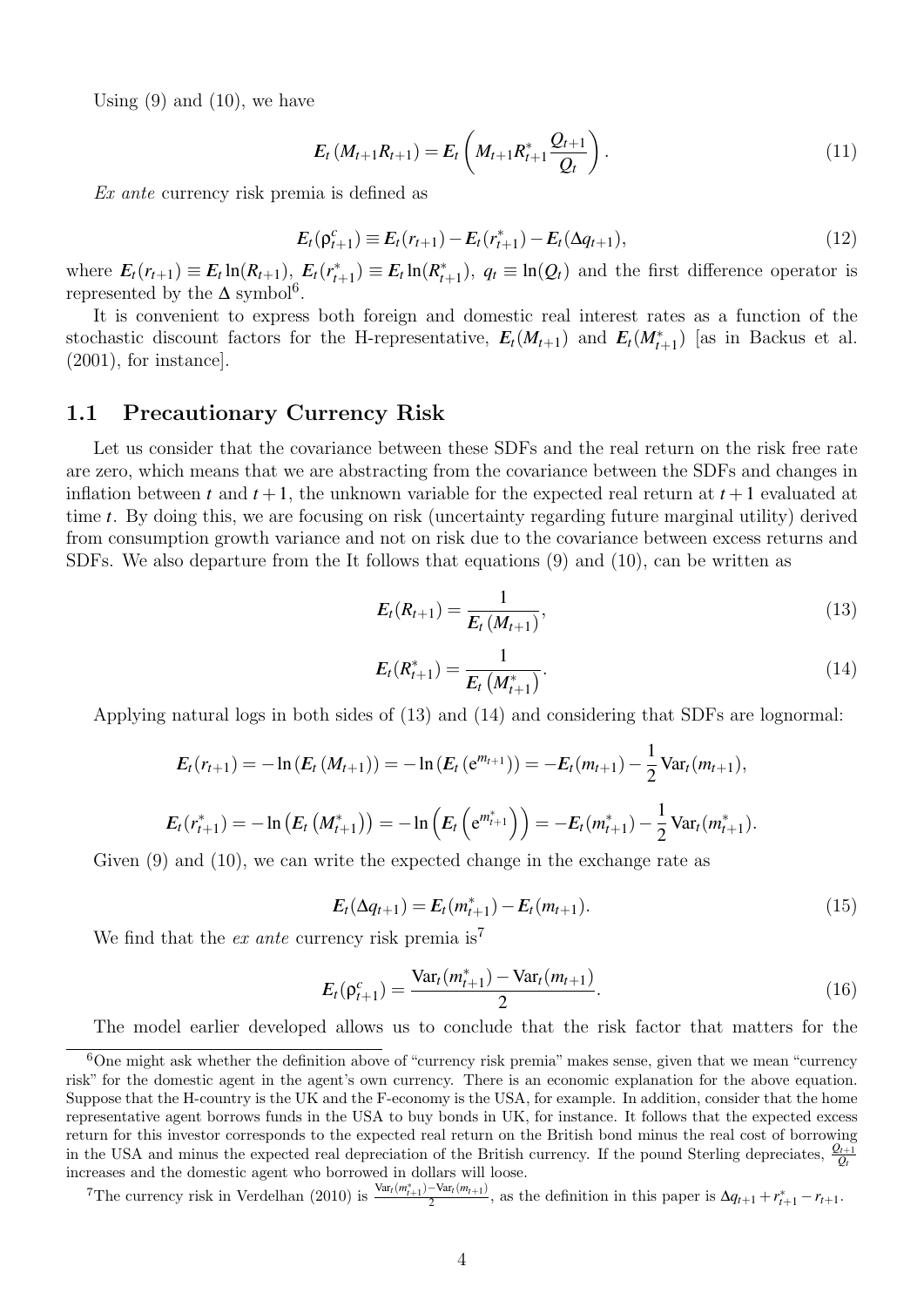Using (9) and (10), we have

$$\boldsymbol{E}_t\left(M_{t+1}R_{t+1}\right) = \boldsymbol{E}_t\left(M_{t+1}R^*_{t+1}\frac{Q_{t+1}}{Q_t}\right). \tag{11}$$

*Ex ante* currency risk premia is defined as

$$\boldsymbol{E}_t(\rho^c_{t+1}) \equiv \boldsymbol{E}_t(r_{t+1}) - \boldsymbol{E}_t(r^*_{t+1}) - \boldsymbol{E}_t(\Delta q_{t+1}), \tag{12}$$

where $\boldsymbol{E}_t(r_{t+1}) \equiv \boldsymbol{E}_t \ln(R_{t+1})$, $\boldsymbol{E}_t(r^*_{t+1}) \equiv \boldsymbol{E}_t \ln(R^*_{t+1})$, $q_t \equiv \ln(Q_t)$ and the first difference operator is represented by the $\Delta$ symbol[6].

It is convenient to express both foreign and domestic real interest rates as a function of the stochastic discount factors for the H-representative, $\boldsymbol{E}_t(M_{t+1})$ and $\boldsymbol{E}_t(M^*_{t+1})$ [as in Backus et al. (2001), for instance].

## 1.1 Precautionary Currency Risk

Let us consider that the covariance between these SDFs and the real return on the risk free rate are zero, which means that we are abstracting from the covariance between the SDFs and changes in inflation between $t$ and $t+1$, the unknown variable for the expected real return at $t+1$ evaluated at time $t$. By doing this, we are focusing on risk (uncertainty regarding future marginal utility) derived from consumption growth variance and not on risk due to the covariance between excess returns and SDFs. We also departure from the It follows that equations (9) and (10), can be written as

$$\boldsymbol{E}_t(R_{t+1}) = \frac{1}{\boldsymbol{E}_t\left(M_{t+1}\right)}, \tag{13}$$

$$\boldsymbol{E}_t(R^*_{t+1}) = \frac{1}{\boldsymbol{E}_t\left(M^*_{t+1}\right)}. \tag{14}$$

Applying natural logs in both sides of (13) and (14) and considering that SDFs are lognormal:

$$\boldsymbol{E}_t(r_{t+1}) = -\ln\left(\boldsymbol{E}_t\left(M_{t+1}\right)\right) = -\ln\left(\boldsymbol{E}_t\left(e^{m_{t+1}}\right)\right) = -\boldsymbol{E}_t(m_{t+1}) - \frac{1}{2}\operatorname{Var}_t(m_{t+1}),$$

$$\boldsymbol{E}_t(r^*_{t+1}) = -\ln\left(\boldsymbol{E}_t\left(M^*_{t+1}\right)\right) = -\ln\left(\boldsymbol{E}_t\left(e^{m^*_{t+1}}\right)\right) = -\boldsymbol{E}_t(m^*_{t+1}) - \frac{1}{2}\operatorname{Var}_t(m^*_{t+1}).$$

Given (9) and (10), we can write the expected change in the exchange rate as

$$\boldsymbol{E}_t(\Delta q_{t+1}) = \boldsymbol{E}_t(m^*_{t+1}) - \boldsymbol{E}_t(m_{t+1}). \tag{15}$$

We find that the *ex ante* currency risk premia is[7]

$$\boldsymbol{E}_t(\rho^c_{t+1}) = \frac{\operatorname{Var}_t(m^*_{t+1}) - \operatorname{Var}_t(m_{t+1})}{2}. \tag{16}$$

The model earlier developed allows us to conclude that the risk factor that matters for the

[6] One might ask whether the definition above of "currency risk premia" makes sense, given that we mean "currency risk" for the domestic agent in the agent's own currency. There is an economic explanation for the above equation. Suppose that the H-country is the UK and the F-economy is the USA, for example. In addition, consider that the home representative agent borrows funds in the USA to buy bonds in UK, for instance. It follows that the expected excess return for this investor corresponds to the expected real return on the British bond minus the real cost of borrowing in the USA and minus the expected real depreciation of the British currency. If the pound Sterling depreciates, $\frac{Q_{t+1}}{Q_t}$ increases and the domestic agent who borrowed in dollars will loose.

[7] The currency risk in Verdelhan (2010) is $\frac{\operatorname{Var}_t(m^*_{t+1}) - \operatorname{Var}_t(m_{t+1})}{2}$, as the definition in this paper is $\Delta q_{t+1} + r^*_{t+1} - r_{t+1}$.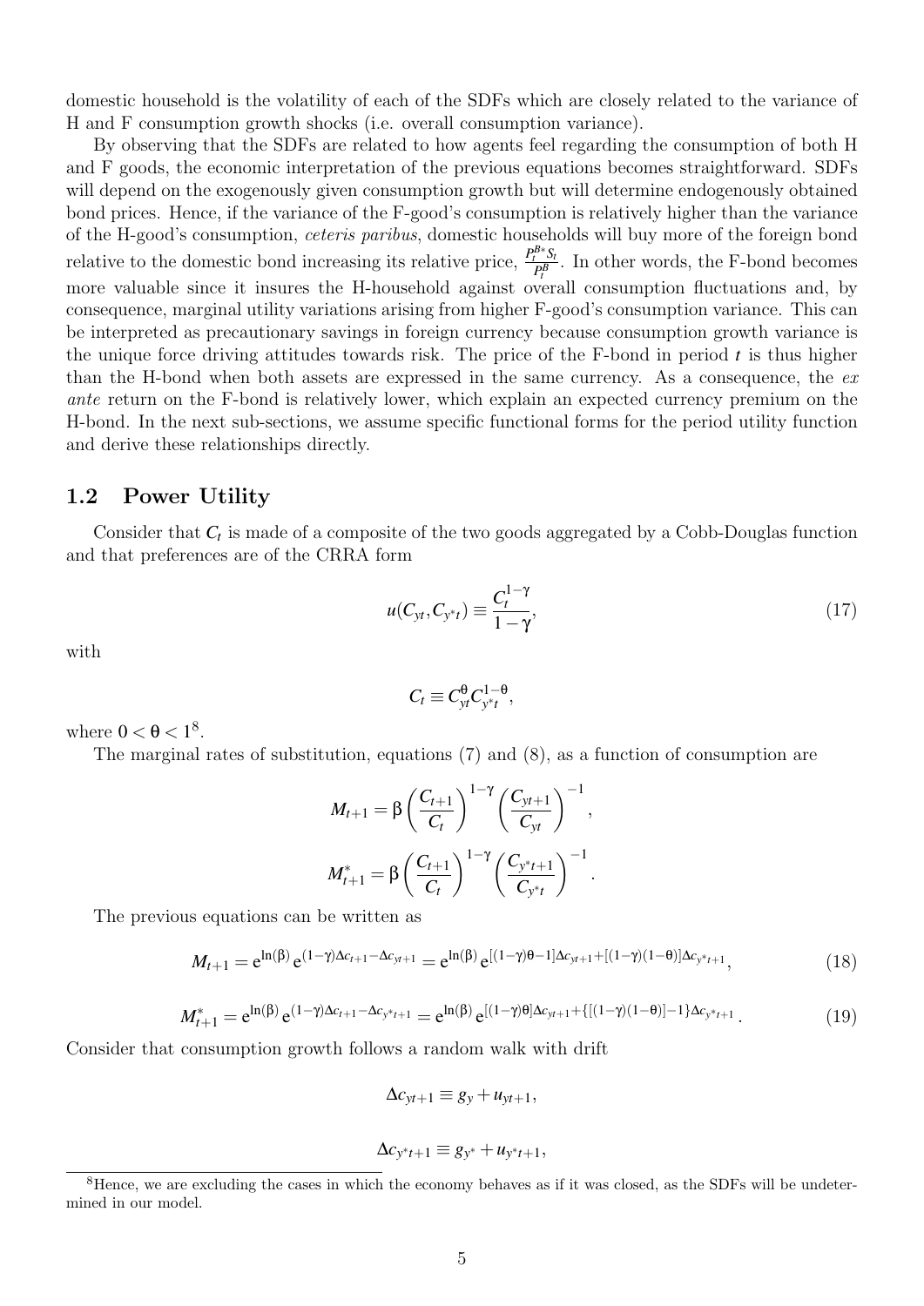domestic household is the volatility of each of the SDFs which are closely related to the variance of H and F consumption growth shocks (i.e. overall consumption variance).

By observing that the SDFs are related to how agents feel regarding the consumption of both H and F goods, the economic interpretation of the previous equations becomes straightforward. SDFs will depend on the exogenously given consumption growth but will determine endogenously obtained bond prices. Hence, if the variance of the F-good's consumption is relatively higher than the variance of the H-good's consumption, *ceteris paribus*, domestic households will buy more of the foreign bond relative to the domestic bond increasing its relative price, $\frac{P_t^{B*}S_t}{P_t^B}$. In other words, the F-bond becomes more valuable since it insures the H-household against overall consumption fluctuations and, by consequence, marginal utility variations arising from higher F-good's consumption variance. This can be interpreted as precautionary savings in foreign currency because consumption growth variance is the unique force driving attitudes towards risk. The price of the F-bond in period $t$ is thus higher than the H-bond when both assets are expressed in the same currency. As a consequence, the *ex ante* return on the F-bond is relatively lower, which explain an expected currency premium on the H-bond. In the next sub-sections, we assume specific functional forms for the period utility function and derive these relationships directly.

## 1.2 Power Utility

Consider that $C_t$ is made of a composite of the two goods aggregated by a Cobb-Douglas function and that preferences are of the CRRA form

$$u(C_{yt}, C_{y^*t}) \equiv \frac{C_t^{1-\gamma}}{1-\gamma}, \tag{17}$$

with

$$C_t \equiv C_{yt}^{\theta} C_{y^*t}^{1-\theta},$$

where $0 < \theta < 1$[8].

The marginal rates of substitution, equations (7) and (8), as a function of consumption are

$$M_{t+1} = \beta \left(\frac{C_{t+1}}{C_t}\right)^{1-\gamma} \left(\frac{C_{yt+1}}{C_{yt}}\right)^{-1},$$

$$M_{t+1}^* = \beta \left(\frac{C_{t+1}}{C_t}\right)^{1-\gamma} \left(\frac{C_{y^*t+1}}{C_{y^*t}}\right)^{-1}.$$

The previous equations can be written as

$$M_{t+1} = e^{\ln(\beta)} e^{(1-\gamma)\Delta c_{t+1} - \Delta c_{yt+1}} = e^{\ln(\beta)} e^{[(1-\gamma)\theta - 1]\Delta c_{yt+1} + [(1-\gamma)(1-\theta)]\Delta c_{y^*t+1}}, \tag{18}$$

$$M_{t+1}^* = e^{\ln(\beta)} e^{(1-\gamma)\Delta c_{t+1} - \Delta c_{y^*t+1}} = e^{\ln(\beta)} e^{[(1-\gamma)\theta]\Delta c_{yt+1} + \{[(1-\gamma)(1-\theta)] - 1\}\Delta c_{y^*t+1}}. \tag{19}$$

Consider that consumption growth follows a random walk with drift

$$\Delta c_{yt+1} \equiv g_y + u_{yt+1},$$

$$\Delta c_{y^*t+1} \equiv g_{y^*} + u_{y^*t+1},$$

[8] Hence, we are excluding the cases in which the economy behaves as if it was closed, as the SDFs will be undetermined in our model.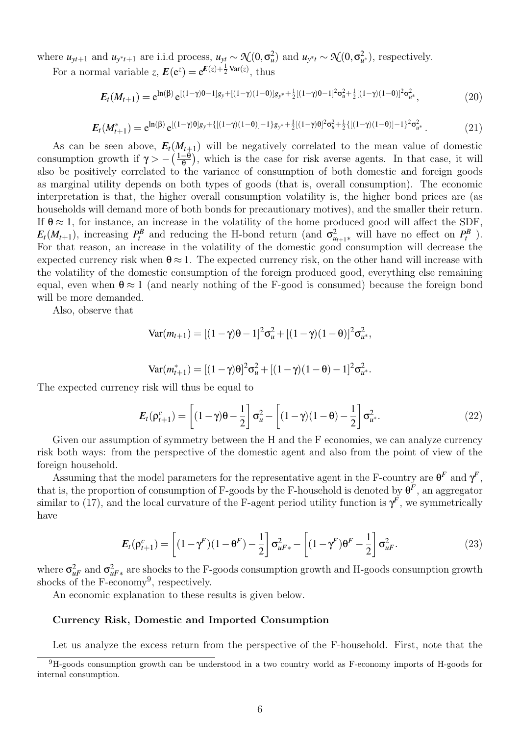where $u_{yt+1}$ and $u_{y^*t+1}$ are i.i.d process, $u_{yt} \sim \mathcal{N}(0, \sigma_u^2)$ and $u_{y^*t} \sim \mathcal{N}(0, \sigma_{u^*}^2)$, respectively.

For a normal variable $z$, $\boldsymbol{E}(e^z) = e^{\boldsymbol{E}(z) + \frac{1}{2}\mathrm{Var}(z)}$, thus

$$\boldsymbol{E}_t(M_{t+1}) = e^{\ln(\beta)}\, e^{[(1-\gamma)\theta - 1]g_y + [(1-\gamma)(1-\theta)]g_{y^*} + \frac{1}{2}[(1-\gamma)\theta-1]^2\sigma_u^2 + \frac{1}{2}[(1-\gamma)(1-\theta)]^2\sigma_{u^*}^2}, \tag{20}$$

$$\boldsymbol{E}_t(M^*_{t+1}) = e^{\ln(\beta)}\, e^{[(1-\gamma)\theta]g_y + \{[(1-\gamma)(1-\theta)]-1\}g_{y^*} + \frac{1}{2}[(1-\gamma)\theta]^2\sigma_u^2 + \frac{1}{2}\{[(1-\gamma)(1-\theta)]-1\}^2\sigma_{u^*}^2}. \tag{21}$$

As can be seen above, $\boldsymbol{E}_t(M_{t+1})$ will be negatively correlated to the mean value of domestic consumption growth if $\gamma > -\left(\frac{1-\theta}{\theta}\right)$, which is the case for risk averse agents. In that case, it will also be positively correlated to the variance of consumption of both domestic and foreign goods as marginal utility depends on both types of goods (that is, overall consumption). The economic interpretation is that, the higher overall consumption volatility is, the higher bond prices are (as households will demand more of both bonds for precautionary motives), and the smaller their return. If $\theta \approx 1$, for instance, an increase in the volatility of the home produced good will affect the SDF, $\boldsymbol{E}_t(M_{t+1})$, increasing $P_t^B$ and reducing the H-bond return (and $\sigma^2_{u_{t+1^*}}$ will have no effect on $P_t^B$ ). For that reason, an increase in the volatility of the domestic good consumption will decrease the expected currency risk when $\theta \approx 1$. The expected currency risk, on the other hand will increase with the volatility of the domestic consumption of the foreign produced good, everything else remaining equal, even when $\theta \approx 1$ (and nearly nothing of the F-good is consumed) because the foreign bond will be more demanded.

Also, observe that

$$\mathrm{Var}(m_{t+1}) = [(1-\gamma)\theta - 1]^2\sigma_u^2 + [(1-\gamma)(1-\theta)]^2\sigma_{u^*}^2,$$

$$\mathrm{Var}(m^*_{t+1}) = [(1-\gamma)\theta]^2\sigma_u^2 + [(1-\gamma)(1-\theta)-1]^2\sigma_{u^*}^2.$$

The expected currency risk will thus be equal to

$$\boldsymbol{E}_t(\rho^c_{t+1}) = \left[(1-\gamma)\theta - \frac{1}{2}\right]\sigma_u^2 - \left[(1-\gamma)(1-\theta) - \frac{1}{2}\right]\sigma_{u^*}^2. \tag{22}$$

Given our assumption of symmetry between the H and the F economies, we can analyze currency risk both ways: from the perspective of the domestic agent and also from the point of view of the foreign household.

Assuming that the model parameters for the representative agent in the F-country are $\theta^F$ and $\gamma^F$, that is, the proportion of consumption of F-goods by the F-household is denoted by $\theta^F$, an aggregator similar to (17), and the local curvature of the F-agent period utility function is $\gamma^F$, we symmetrically have

$$\boldsymbol{E}_t(\rho^c_{t+1}) = \left[(1-\gamma^F)(1-\theta^F) - \frac{1}{2}\right]\sigma^2_{uF*} - \left[(1-\gamma^F)\theta^F - \frac{1}{2}\right]\sigma^2_{uF}. \tag{23}$$

where $\sigma^2_{uF}$ and $\sigma^2_{uF*}$ are shocks to the F-goods consumption growth and H-goods consumption growth shocks of the F-economy[9], respectively.

An economic explanation to these results is given below.

#### Currency Risk, Domestic and Imported Consumption

Let us analyze the excess return from the perspective of the F-household. First, note that the

[9] H-goods consumption growth can be understood in a two country world as F-economy imports of H-goods for internal consumption.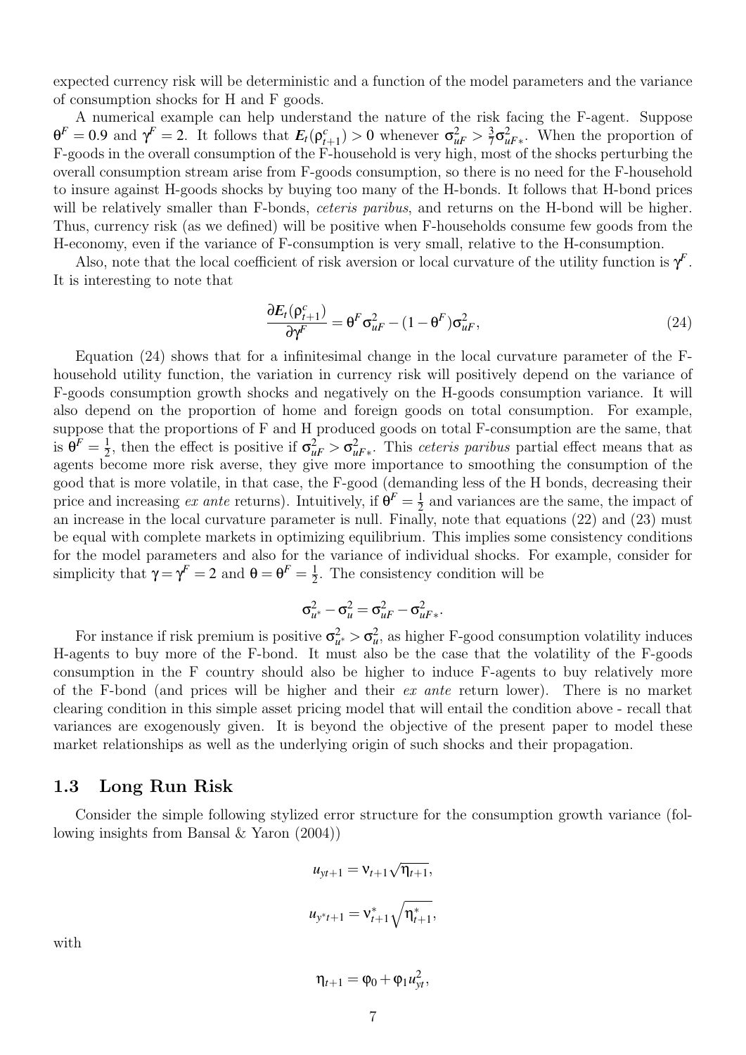expected currency risk will be deterministic and a function of the model parameters and the variance of consumption shocks for H and F goods.

A numerical example can help understand the nature of the risk facing the F-agent. Suppose $\theta^F = 0.9$ and $\gamma^F = 2$. It follows that $E_t(\rho^c_{t+1}) > 0$ whenever $\sigma^2_{uF} > \frac{3}{7}\sigma^2_{uF*}$. When the proportion of F-goods in the overall consumption of the F-household is very high, most of the shocks perturbing the overall consumption stream arise from F-goods consumption, so there is no need for the F-household to insure against H-goods shocks by buying too many of the H-bonds. It follows that H-bond prices will be relatively smaller than F-bonds, *ceteris paribus*, and returns on the H-bond will be higher. Thus, currency risk (as we defined) will be positive when F-households consume few goods from the H-economy, even if the variance of F-consumption is very small, relative to the H-consumption.

Also, note that the local coefficient of risk aversion or local curvature of the utility function is $\gamma^F$. It is interesting to note that

$$\frac{\partial E_t(\rho^c_{t+1})}{\partial \gamma^F} = \theta^F \sigma^2_{uF} - (1-\theta^F)\sigma^2_{uF}, \tag{24}$$

Equation (24) shows that for a infinitesimal change in the local curvature parameter of the F-household utility function, the variation in currency risk will positively depend on the variance of F-goods consumption growth shocks and negatively on the H-goods consumption variance. It will also depend on the proportion of home and foreign goods on total consumption. For example, suppose that the proportions of F and H produced goods on total F-consumption are the same, that is $\theta^F = \frac{1}{2}$, then the effect is positive if $\sigma^2_{uF} > \sigma^2_{uF*}$. This *ceteris paribus* partial effect means that as agents become more risk averse, they give more importance to smoothing the consumption of the good that is more volatile, in that case, the F-good (demanding less of the H bonds, decreasing their price and increasing *ex ante* returns). Intuitively, if $\theta^F = \frac{1}{2}$ and variances are the same, the impact of an increase in the local curvature parameter is null. Finally, note that equations (22) and (23) must be equal with complete markets in optimizing equilibrium. This implies some consistency conditions for the model parameters and also for the variance of individual shocks. For example, consider for simplicity that $\gamma = \gamma^F = 2$ and $\theta = \theta^F = \frac{1}{2}$. The consistency condition will be

$$\sigma^2_{u^*} - \sigma^2_u = \sigma^2_{uF} - \sigma^2_{uF*}.$$

For instance if risk premium is positive $\sigma^2_{u^*} > \sigma^2_u$, as higher F-good consumption volatility induces H-agents to buy more of the F-bond. It must also be the case that the volatility of the F-goods consumption in the F country should also be higher to induce F-agents to buy relatively more of the F-bond (and prices will be higher and their *ex ante* return lower). There is no market clearing condition in this simple asset pricing model that will entail the condition above - recall that variances are exogenously given. It is beyond the objective of the present paper to model these market relationships as well as the underlying origin of such shocks and their propagation.

## 1.3 Long Run Risk

Consider the simple following stylized error structure for the consumption growth variance (following insights from Bansal & Yaron (2004))

$$u_{yt+1} = \nu_{t+1}\sqrt{\eta_{t+1}},$$

$$u_{y^*t+1} = \nu^*_{t+1}\sqrt{\eta^*_{t+1}},$$

with

$$\eta_{t+1} = \varphi_0 + \varphi_1 u^2_{yt},$$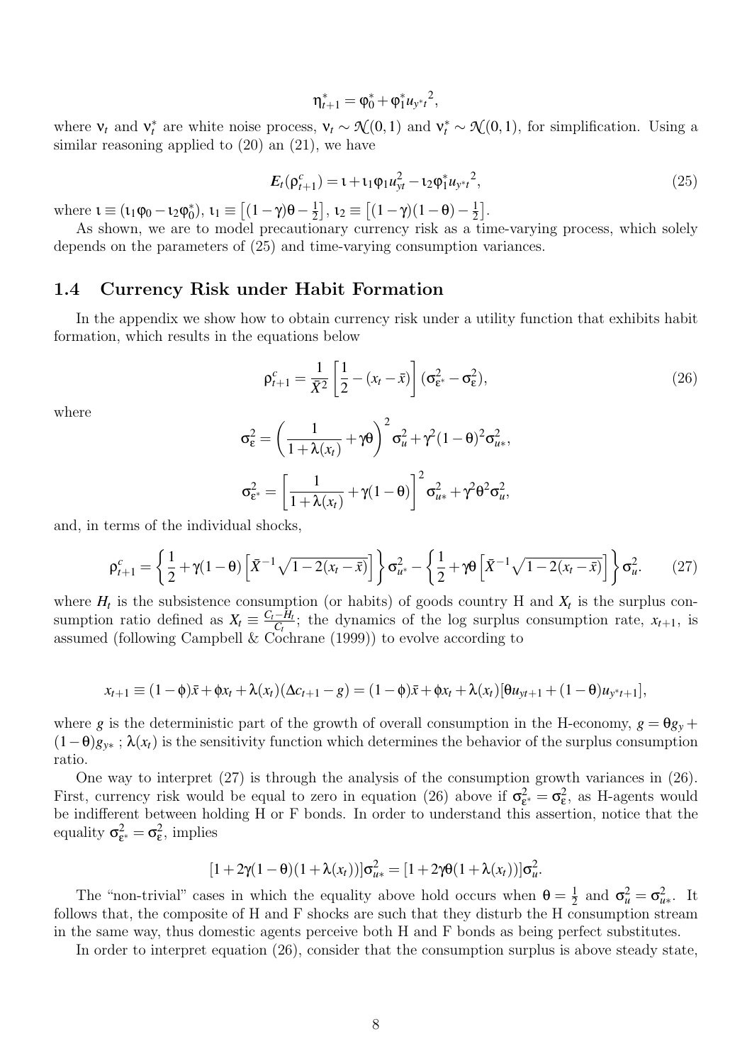$$\eta^*_{t+1} = \varphi^*_0 + \varphi^*_1 {u_{y^*t}}^2,$$

where $\nu_t$ and $\nu^*_t$ are white noise process, $\nu_t \sim \mathcal{N}(0,1)$ and $\nu^*_t \sim \mathcal{N}(0,1)$, for simplification. Using a similar reasoning applied to (20) an (21), we have

$$\boldsymbol{E}_t(\rho^c_{t+1}) = \iota + \iota_1 \varphi_1 u^2_{yt} - \iota_2 \varphi^*_1 {u_{y^*t}}^2, \tag{25}$$

where $\iota \equiv (\iota_1\varphi_0 - \iota_2\varphi^*_0)$, $\iota_1 \equiv \left[(1-\gamma)\theta - \frac{1}{2}\right]$, $\iota_2 \equiv \left[(1-\gamma)(1-\theta) - \frac{1}{2}\right]$.

As shown, we are to model precautionary currency risk as a time-varying process, which solely depends on the parameters of (25) and time-varying consumption variances.

## 1.4 Currency Risk under Habit Formation

In the appendix we show how to obtain currency risk under a utility function that exhibits habit formation, which results in the equations below

$$\rho^c_{t+1} = \frac{1}{\bar{X}^2}\left[\frac{1}{2} - (x_t - \bar{x})\right](\sigma^2_{\varepsilon^*} - \sigma^2_{\varepsilon}), \tag{26}$$

where

$$\sigma^2_{\varepsilon} = \left(\frac{1}{1+\lambda(x_t)} + \gamma\theta\right)^2 \sigma^2_u + \gamma^2(1-\theta)^2\sigma^2_{u*},$$

$$\sigma^2_{\varepsilon^*} = \left[\frac{1}{1+\lambda(x_t)} + \gamma(1-\theta)\right]^2 \sigma^2_{u*} + \gamma^2\theta^2\sigma^2_u,$$

and, in terms of the individual shocks,

$$\rho^c_{t+1} = \left\{\frac{1}{2} + \gamma(1-\theta)\left[\bar{X}^{-1}\sqrt{1-2(x_t-\bar{x})}\right]\right\}\sigma^2_{u^*} - \left\{\frac{1}{2} + \gamma\theta\left[\bar{X}^{-1}\sqrt{1-2(x_t-\bar{x})}\right]\right\}\sigma^2_u. \tag{27}$$

where $\boldsymbol{H}_t$ is the subsistence consumption (or habits) of goods country H and $\boldsymbol{X}_t$ is the surplus consumption ratio defined as $\boldsymbol{X}_t \equiv \frac{C_t - H_t}{C_t}$; the dynamics of the log surplus consumption rate, $x_{t+1}$, is assumed (following Campbell & Cochrane (1999)) to evolve according to

$$x_{t+1} \equiv (1-\phi)\bar{x} + \phi x_t + \lambda(x_t)(\Delta c_{t+1} - g) = (1-\phi)\bar{x} + \phi x_t + \lambda(x_t)[\theta u_{yt+1} + (1-\theta)u_{y^*t+1}],$$

where $g$ is the deterministic part of the growth of overall consumption in the H-economy, $g = \theta g_y + (1-\theta)g_{y*}$ ; $\lambda(x_t)$ is the sensitivity function which determines the behavior of the surplus consumption ratio.

One way to interpret (27) is through the analysis of the consumption growth variances in (26). First, currency risk would be equal to zero in equation (26) above if $\sigma^2_{\varepsilon^*} = \sigma^2_{\varepsilon}$, as H-agents would be indifferent between holding H or F bonds. In order to understand this assertion, notice that the equality $\sigma^2_{\varepsilon^*} = \sigma^2_{\varepsilon}$, implies

$$[1 + 2\gamma(1-\theta)(1+\lambda(x_t))]\sigma^2_{u*} = [1 + 2\gamma\theta(1+\lambda(x_t))]\sigma^2_u.$$

The "non-trivial" cases in which the equality above hold occurs when $\theta = \frac{1}{2}$ and $\sigma^2_u = \sigma^2_{u*}$. It follows that, the composite of H and F shocks are such that they disturb the H consumption stream in the same way, thus domestic agents perceive both H and F bonds as being perfect substitutes.

In order to interpret equation (26), consider that the consumption surplus is above steady state,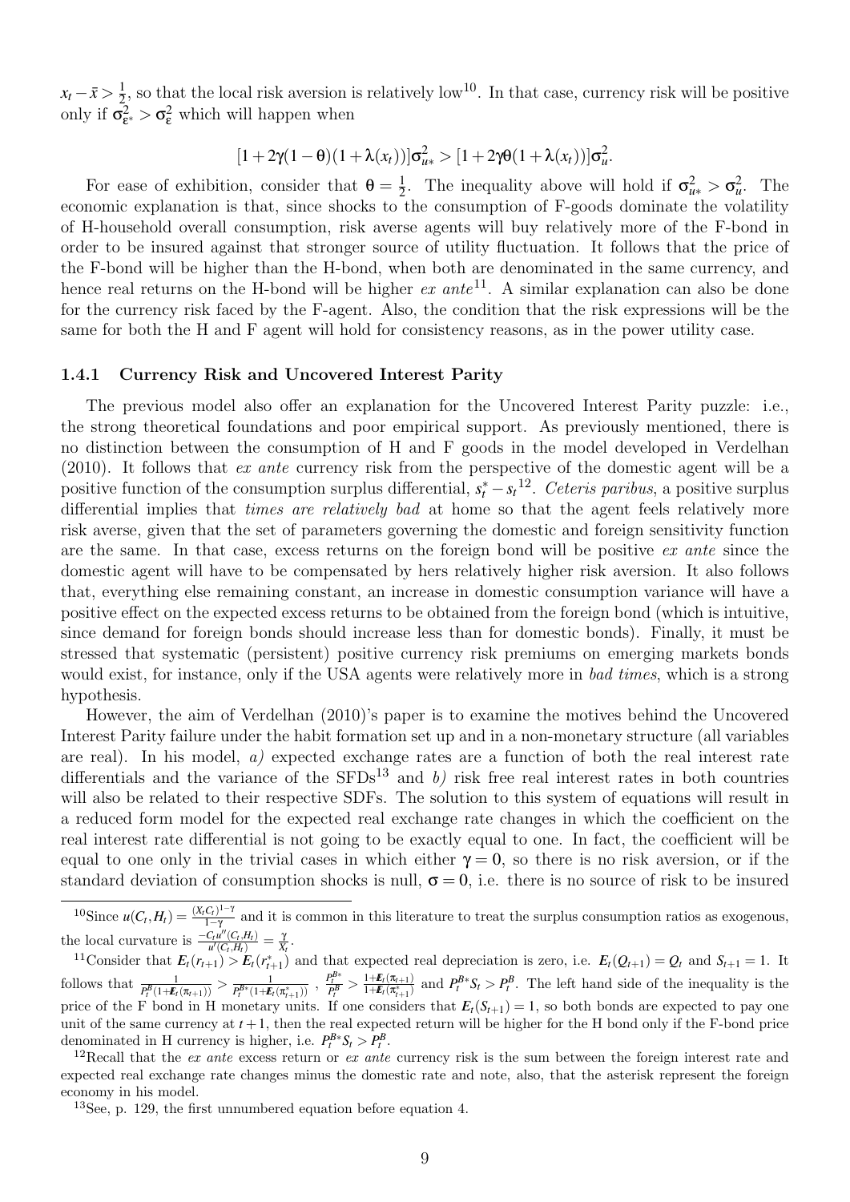$x_t - \bar{x} > \frac{1}{2}$, so that the local risk aversion is relatively low[10]. In that case, currency risk will be positive only if $\sigma^2_{\varepsilon^*} > \sigma^2_{\varepsilon}$ which will happen when

$$[1 + 2\gamma(1-\theta)(1+\lambda(x_t))]\sigma^2_{u*} > [1 + 2\gamma\theta(1+\lambda(x_t))]\sigma^2_{u}.$$

For ease of exhibition, consider that $\theta = \frac{1}{2}$. The inequality above will hold if $\sigma^2_{u*} > \sigma^2_{u}$. The economic explanation is that, since shocks to the consumption of F-goods dominate the volatility of H-household overall consumption, risk averse agents will buy relatively more of the F-bond in order to be insured against that stronger source of utility fluctuation. It follows that the price of the F-bond will be higher than the H-bond, when both are denominated in the same currency, and hence real returns on the H-bond will be higher *ex ante*[11]. A similar explanation can also be done for the currency risk faced by the F-agent. Also, the condition that the risk expressions will be the same for both the H and F agent will hold for consistency reasons, as in the power utility case.

### 1.4.1 Currency Risk and Uncovered Interest Parity

The previous model also offer an explanation for the Uncovered Interest Parity puzzle: i.e., the strong theoretical foundations and poor empirical support. As previously mentioned, there is no distinction between the consumption of H and F goods in the model developed in Verdelhan (2010). It follows that *ex ante* currency risk from the perspective of the domestic agent will be a positive function of the consumption surplus differential, $s^*_t - s_t$[12]. *Ceteris paribus*, a positive surplus differential implies that *times are relatively bad* at home so that the agent feels relatively more risk averse, given that the set of parameters governing the domestic and foreign sensitivity function are the same. In that case, excess returns on the foreign bond will be positive *ex ante* since the domestic agent will have to be compensated by hers relatively higher risk aversion. It also follows that, everything else remaining constant, an increase in domestic consumption variance will have a positive effect on the expected excess returns to be obtained from the foreign bond (which is intuitive, since demand for foreign bonds should increase less than for domestic bonds). Finally, it must be stressed that systematic (persistent) positive currency risk premiums on emerging markets bonds would exist, for instance, only if the USA agents were relatively more in *bad times*, which is a strong hypothesis.

However, the aim of Verdelhan (2010)'s paper is to examine the motives behind the Uncovered Interest Parity failure under the habit formation set up and in a non-monetary structure (all variables are real). In his model, *a)* expected exchange rates are a function of both the real interest rate differentials and the variance of the SFDs[13] and *b)* risk free real interest rates in both countries will also be related to their respective SDFs. The solution to this system of equations will result in a reduced form model for the expected real exchange rate changes in which the coefficient on the real interest rate differential is not going to be exactly equal to one. In fact, the coefficient will be equal to one only in the trivial cases in which either $\gamma = 0$, so there is no risk aversion, or if the standard deviation of consumption shocks is null, $\sigma = 0$, i.e. there is no source of risk to be insured

---

[10] Since $u(C_t, H_t) = \frac{(X_t C_t)^{1-\gamma}}{1-\gamma}$ and it is common in this literature to treat the surplus consumption ratios as exogenous, the local curvature is $\frac{-C_t u''(C_t,H_t)}{u'(C_t,H_t)} = \frac{\gamma}{X_t}$.

[11] Consider that $E_t(r_{t+1}) > E_t(r^*_{t+1})$ and that expected real depreciation is zero, i.e. $E_t(Q_{t+1}) = Q_t$ and $S_{t+1} = 1$. It follows that $\frac{1}{P^B_t(1+E_t(\pi_{t+1}))} > \frac{1}{P^{B*}_t(1+E_t(\pi^*_{t+1}))}$ , $\frac{P^{B*}_t}{P^B_t} > \frac{1+E_t(\pi_{t+1})}{1+E_t(\pi^*_{t+1})}$ and $P^{B*}_t S_t > P^B_t$. The left hand side of the inequality is the price of the F bond in H monetary units. If one considers that $E_t(S_{t+1}) = 1$, so both bonds are expected to pay one unit of the same currency at $t+1$, then the real expected return will be higher for the H bond only if the F-bond price denominated in H currency is higher, i.e. $P^{B*}_t S_t > P^B_t$.

[12] Recall that the *ex ante* excess return or *ex ante* currency risk is the sum between the foreign interest rate and expected real exchange rate changes minus the domestic rate and note, also, that the asterisk represent the foreign economy in his model.

[13] See, p. 129, the first unnumbered equation before equation 4.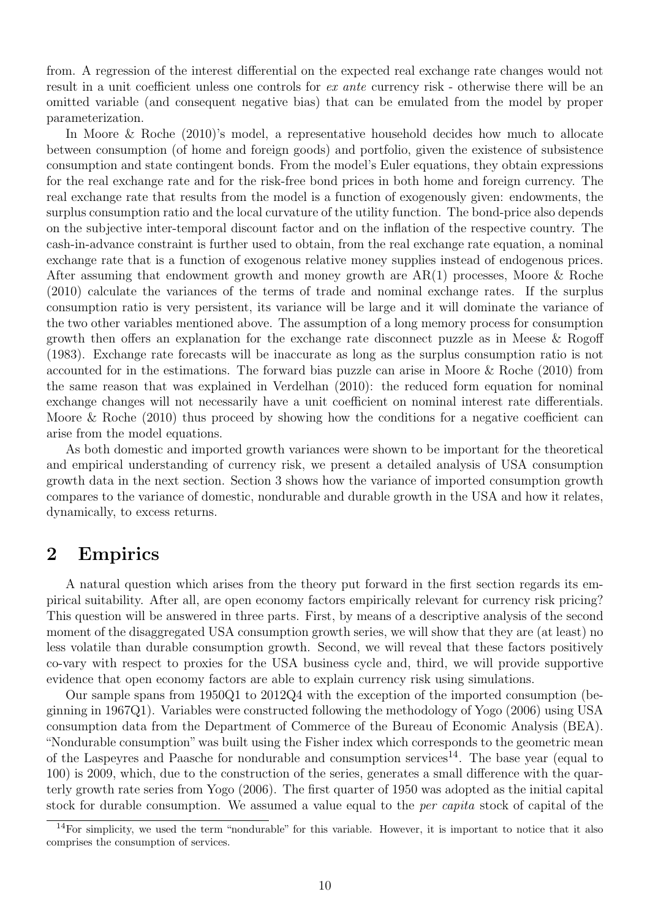from. A regression of the interest differential on the expected real exchange rate changes would not result in a unit coefficient unless one controls for *ex ante* currency risk - otherwise there will be an omitted variable (and consequent negative bias) that can be emulated from the model by proper parameterization.

In Moore & Roche (2010)'s model, a representative household decides how much to allocate between consumption (of home and foreign goods) and portfolio, given the existence of subsistence consumption and state contingent bonds. From the model's Euler equations, they obtain expressions for the real exchange rate and for the risk-free bond prices in both home and foreign currency. The real exchange rate that results from the model is a function of exogenously given: endowments, the surplus consumption ratio and the local curvature of the utility function. The bond-price also depends on the subjective inter-temporal discount factor and on the inflation of the respective country. The cash-in-advance constraint is further used to obtain, from the real exchange rate equation, a nominal exchange rate that is a function of exogenous relative money supplies instead of endogenous prices. After assuming that endowment growth and money growth are AR(1) processes, Moore & Roche (2010) calculate the variances of the terms of trade and nominal exchange rates. If the surplus consumption ratio is very persistent, its variance will be large and it will dominate the variance of the two other variables mentioned above. The assumption of a long memory process for consumption growth then offers an explanation for the exchange rate disconnect puzzle as in Meese & Rogoff (1983). Exchange rate forecasts will be inaccurate as long as the surplus consumption ratio is not accounted for in the estimations. The forward bias puzzle can arise in Moore & Roche (2010) from the same reason that was explained in Verdelhan (2010): the reduced form equation for nominal exchange changes will not necessarily have a unit coefficient on nominal interest rate differentials. Moore & Roche (2010) thus proceed by showing how the conditions for a negative coefficient can arise from the model equations.

As both domestic and imported growth variances were shown to be important for the theoretical and empirical understanding of currency risk, we present a detailed analysis of USA consumption growth data in the next section. Section 3 shows how the variance of imported consumption growth compares to the variance of domestic, nondurable and durable growth in the USA and how it relates, dynamically, to excess returns.

## 2 Empirics

A natural question which arises from the theory put forward in the first section regards its empirical suitability. After all, are open economy factors empirically relevant for currency risk pricing? This question will be answered in three parts. First, by means of a descriptive analysis of the second moment of the disaggregated USA consumption growth series, we will show that they are (at least) no less volatile than durable consumption growth. Second, we will reveal that these factors positively co-vary with respect to proxies for the USA business cycle and, third, we will provide supportive evidence that open economy factors are able to explain currency risk using simulations.

Our sample spans from 1950Q1 to 2012Q4 with the exception of the imported consumption (beginning in 1967Q1). Variables were constructed following the methodology of Yogo (2006) using USA consumption data from the Department of Commerce of the Bureau of Economic Analysis (BEA). "Nondurable consumption" was built using the Fisher index which corresponds to the geometric mean of the Laspeyres and Paasche for nondurable and consumption services[14]. The base year (equal to 100) is 2009, which, due to the construction of the series, generates a small difference with the quarterly growth rate series from Yogo (2006). The first quarter of 1950 was adopted as the initial capital stock for durable consumption. We assumed a value equal to the *per capita* stock of capital of the

[14] For simplicity, we used the term "nondurable" for this variable. However, it is important to notice that it also comprises the consumption of services.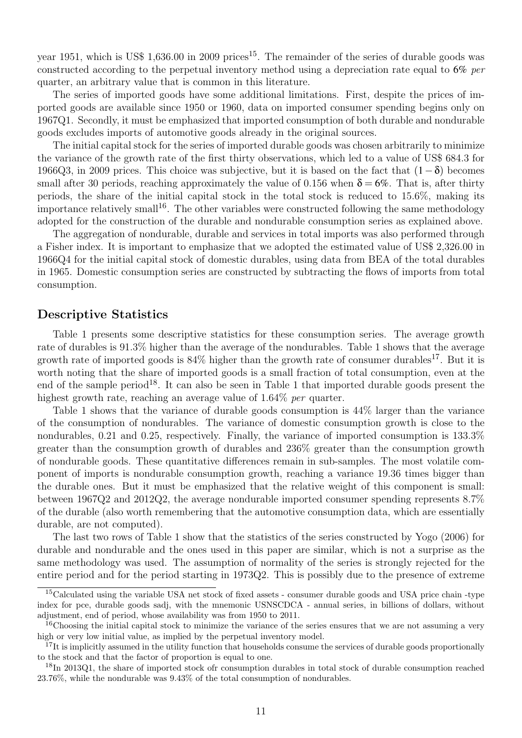year 1951, which is US$ 1,636.00 in 2009 prices[15]. The remainder of the series of durable goods was constructed according to the perpetual inventory method using a depreciation rate equal to 6% *per* quarter, an arbitrary value that is common in this literature.

The series of imported goods have some additional limitations. First, despite the prices of imported goods are available since 1950 or 1960, data on imported consumer spending begins only on 1967Q1. Secondly, it must be emphasized that imported consumption of both durable and nondurable goods excludes imports of automotive goods already in the original sources.

The initial capital stock for the series of imported durable goods was chosen arbitrarily to minimize the variance of the growth rate of the first thirty observations, which led to a value of US$ 684.3 for 1966Q3, in 2009 prices. This choice was subjective, but it is based on the fact that $(1-\delta)$ becomes small after 30 periods, reaching approximately the value of 0.156 when $\delta = 6\%$. That is, after thirty periods, the share of the initial capital stock in the total stock is reduced to 15.6%, making its importance relatively small[16]. The other variables were constructed following the same methodology adopted for the construction of the durable and nondurable consumption series as explained above.

The aggregation of nondurable, durable and services in total imports was also performed through a Fisher index. It is important to emphasize that we adopted the estimated value of US$ 2,326.00 in 1966Q4 for the initial capital stock of domestic durables, using data from BEA of the total durables in 1965. Domestic consumption series are constructed by subtracting the flows of imports from total consumption.

## Descriptive Statistics

Table 1 presents some descriptive statistics for these consumption series. The average growth rate of durables is 91.3% higher than the average of the nondurables. Table 1 shows that the average growth rate of imported goods is 84% higher than the growth rate of consumer durables[17]. But it is worth noting that the share of imported goods is a small fraction of total consumption, even at the end of the sample period[18]. It can also be seen in Table 1 that imported durable goods present the highest growth rate, reaching an average value of 1.64% *per* quarter.

Table 1 shows that the variance of durable goods consumption is 44% larger than the variance of the consumption of nondurables. The variance of domestic consumption growth is close to the nondurables, 0.21 and 0.25, respectively. Finally, the variance of imported consumption is 133.3% greater than the consumption growth of durables and 236% greater than the consumption growth of nondurable goods. These quantitative differences remain in sub-samples. The most volatile component of imports is nondurable consumption growth, reaching a variance 19.36 times bigger than the durable ones. But it must be emphasized that the relative weight of this component is small: between 1967Q2 and 2012Q2, the average nondurable imported consumer spending represents 8.7% of the durable (also worth remembering that the automotive consumption data, which are essentially durable, are not computed).

The last two rows of Table 1 show that the statistics of the series constructed by Yogo (2006) for durable and nondurable and the ones used in this paper are similar, which is not a surprise as the same methodology was used. The assumption of normality of the series is strongly rejected for the entire period and for the period starting in 1973Q2. This is possibly due to the presence of extreme

---

[15] Calculated using the variable USA net stock of fixed assets - consumer durable goods and USA price chain -type index for pce, durable goods sadj, with the mnemonic USNSCDCA - annual series, in billions of dollars, without adjustment, end of period, whose availability was from 1950 to 2011.

[16] Choosing the initial capital stock to minimize the variance of the series ensures that we are not assuming a very high or very low initial value, as implied by the perpetual inventory model.

[17] It is implicitly assumed in the utility function that households consume the services of durable goods proportionally to the stock and that the factor of proportion is equal to one.

[18] In 2013Q1, the share of imported stock ofr consumption durables in total stock of durable consumption reached 23.76%, while the nondurable was 9.43% of the total consumption of nondurables.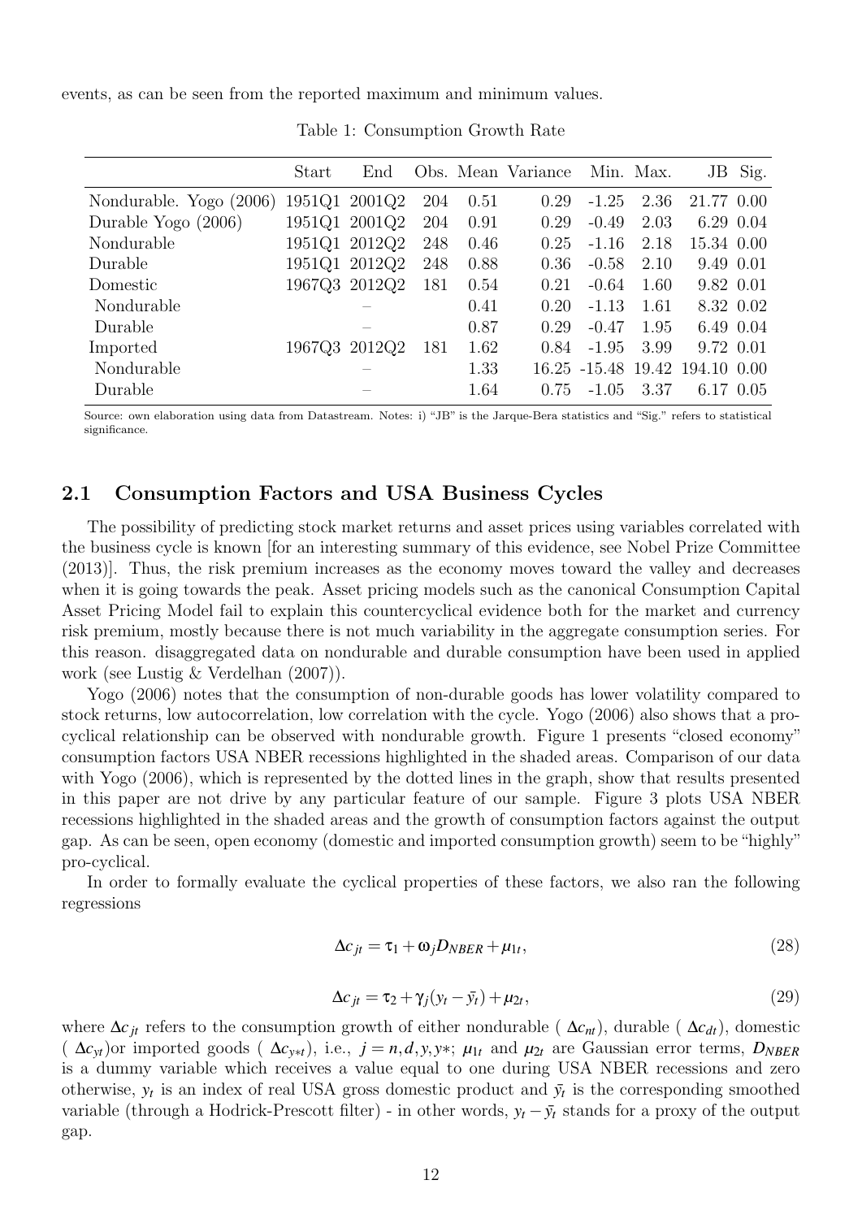events, as can be seen from the reported maximum and minimum values.

Table 1: Consumption Growth Rate

| | Start | End | Obs. | Mean | Variance | Min. | Max. | JB | Sig. |
|---|---|---|---|---|---|---|---|---|---|
| Nondurable. Yogo (2006) | 1951Q1 | 2001Q2 | 204 | 0.51 | 0.29 | -1.25 | 2.36 | 21.77 | 0.00 |
| Durable Yogo (2006) | 1951Q1 | 2001Q2 | 204 | 0.91 | 0.29 | -0.49 | 2.03 | 6.29 | 0.04 |
| Nondurable | 1951Q1 | 2012Q2 | 248 | 0.46 | 0.25 | -1.16 | 2.18 | 15.34 | 0.00 |
| Durable | 1951Q1 | 2012Q2 | 248 | 0.88 | 0.36 | -0.58 | 2.10 | 9.49 | 0.01 |
| Domestic | 1967Q3 | 2012Q2 | 181 | 0.54 | 0.21 | -0.64 | 1.60 | 9.82 | 0.01 |
| Nondurable | | – | | 0.41 | 0.20 | -1.13 | 1.61 | 8.32 | 0.02 |
| Durable | | – | | 0.87 | 0.29 | -0.47 | 1.95 | 6.49 | 0.04 |
| Imported | 1967Q3 | 2012Q2 | 181 | 1.62 | 0.84 | -1.95 | 3.99 | 9.72 | 0.01 |
| Nondurable | | – | | 1.33 | 16.25 | -15.48 | 19.42 | 194.10 | 0.00 |
| Durable | | – | | 1.64 | 0.75 | -1.05 | 3.37 | 6.17 | 0.05 |

Source: own elaboration using data from Datastream. Notes: i) "JB" is the Jarque-Bera statistics and "Sig." refers to statistical significance.

## 2.1 Consumption Factors and USA Business Cycles

The possibility of predicting stock market returns and asset prices using variables correlated with the business cycle is known [for an interesting summary of this evidence, see Nobel Prize Committee (2013)]. Thus, the risk premium increases as the economy moves toward the valley and decreases when it is going towards the peak. Asset pricing models such as the canonical Consumption Capital Asset Pricing Model fail to explain this countercyclical evidence both for the market and currency risk premium, mostly because there is not much variability in the aggregate consumption series. For this reason. disaggregated data on nondurable and durable consumption have been used in applied work (see Lustig & Verdelhan (2007)).

Yogo (2006) notes that the consumption of non-durable goods has lower volatility compared to stock returns, low autocorrelation, low correlation with the cycle. Yogo (2006) also shows that a pro-cyclical relationship can be observed with nondurable growth. Figure 1 presents "closed economy" consumption factors USA NBER recessions highlighted in the shaded areas. Comparison of our data with Yogo (2006), which is represented by the dotted lines in the graph, show that results presented in this paper are not drive by any particular feature of our sample. Figure 3 plots USA NBER recessions highlighted in the shaded areas and the growth of consumption factors against the output gap. As can be seen, open economy (domestic and imported consumption growth) seem to be "highly" pro-cyclical.

In order to formally evaluate the cyclical properties of these factors, we also ran the following regressions

$$\Delta c_{jt} = \tau_1 + \omega_j D_{NBER} + \mu_{1t}, \tag{28}$$

$$\Delta c_{jt} = \tau_2 + \gamma_j (y_t - \bar{y}_t) + \mu_{2t}, \tag{29}$$

where $\Delta c_{jt}$ refers to the consumption growth of either nondurable ( $\Delta c_{nt}$), durable ( $\Delta c_{dt}$), domestic ( $\Delta c_{yt}$)or imported goods ( $\Delta c_{y*t}$), i.e., $j = n, d, y, y*$; $\mu_{1t}$ and $\mu_{2t}$ are Gaussian error terms, $D_{NBER}$ is a dummy variable which receives a value equal to one during USA NBER recessions and zero otherwise, $y_t$ is an index of real USA gross domestic product and $\bar{y}_t$ is the corresponding smoothed variable (through a Hodrick-Prescott filter) - in other words, $y_t - \bar{y}_t$ stands for a proxy of the output gap.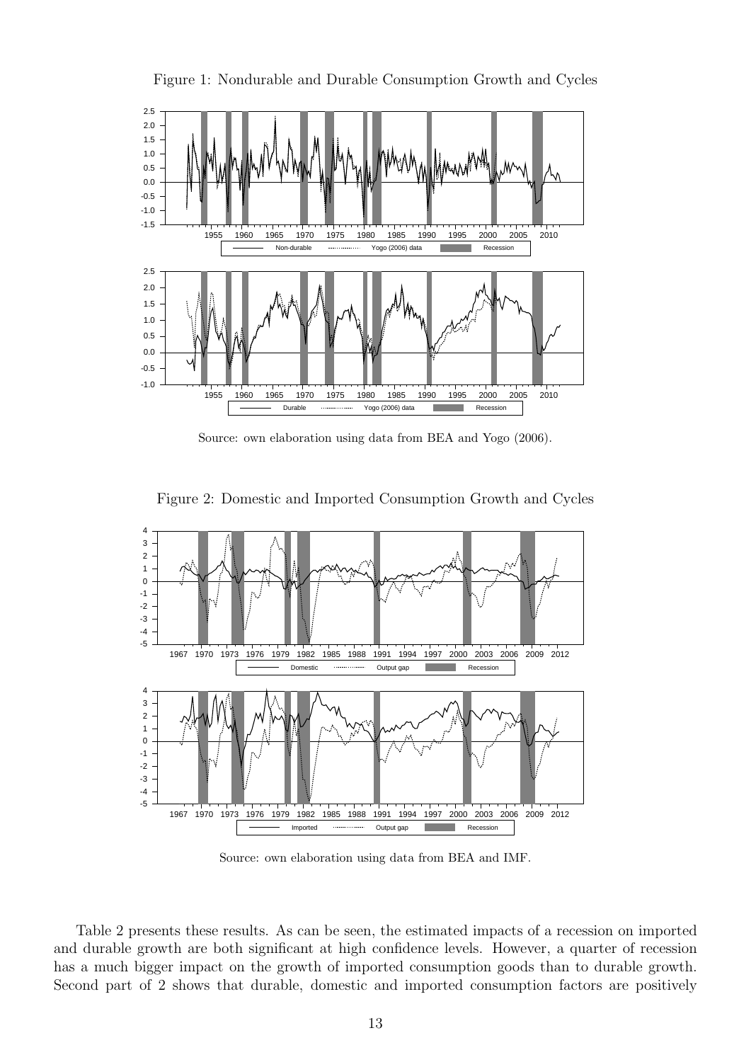Figure 1: Nondurable and Durable Consumption Growth and Cycles

Source: own elaboration using data from BEA and Yogo (2006).

Figure 2: Domestic and Imported Consumption Growth and Cycles

Source: own elaboration using data from BEA and IMF.

Table 2 presents these results. As can be seen, the estimated impacts of a recession on imported and durable growth are both significant at high confidence levels. However, a quarter of recession has a much bigger impact on the growth of imported consumption goods than to durable growth. Second part of 2 shows that durable, domestic and imported consumption factors are positively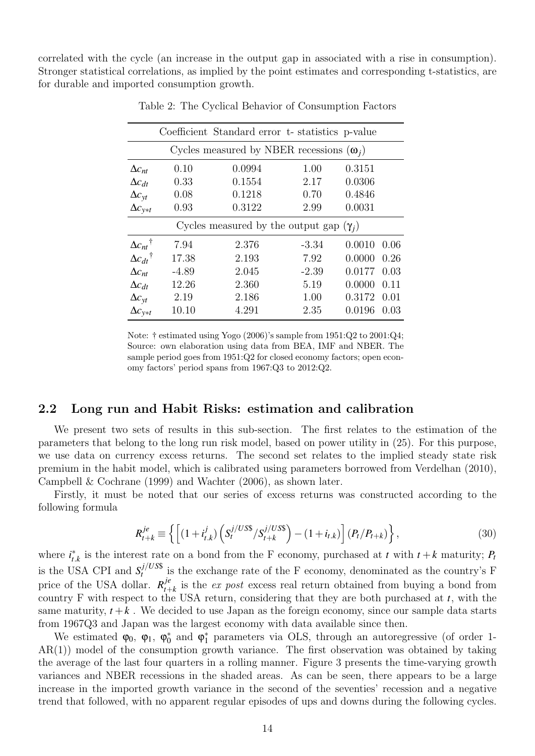correlated with the cycle (an increase in the output gap in associated with a rise in consumption). Stronger statistical correlations, as implied by the point estimates and corresponding t-statistics, are for durable and imported consumption growth.

Table 2: The Cyclical Behavior of Consumption Factors

| | Coefficient | Standard error | t- statistics | p-value | |
|---|---|---|---|---|---|
| Cycles measured by NBER recessions ($\omega_j$) | | | | | |
| $\Delta c_{nt}$ | 0.10 | 0.0994 | 1.00 | 0.3151 | |
| $\Delta c_{dt}$ | 0.33 | 0.1554 | 2.17 | 0.0306 | |
| $\Delta c_{yt}$ | 0.08 | 0.1218 | 0.70 | 0.4846 | |
| $\Delta c_{y*t}$ | 0.93 | 0.3122 | 2.99 | 0.0031 | |
| Cycles measured by the output gap ($\gamma_j$) | | | | | |
| $\Delta c_{nt}{}^{\dagger}$ | 7.94 | 2.376 | -3.34 | 0.0010 | 0.06 |
| $\Delta c_{dt}{}^{\dagger}$ | 17.38 | 2.193 | 7.92 | 0.0000 | 0.26 |
| $\Delta c_{nt}$ | -4.89 | 2.045 | -2.39 | 0.0177 | 0.03 |
| $\Delta c_{dt}$ | 12.26 | 2.360 | 5.19 | 0.0000 | 0.11 |
| $\Delta c_{yt}$ | 2.19 | 2.186 | 1.00 | 0.3172 | 0.01 |
| $\Delta c_{y*t}$ | 10.10 | 4.291 | 2.35 | 0.0196 | 0.03 |

Note: † estimated using Yogo (2006)'s sample from 1951:Q2 to 2001:Q4; Source: own elaboration using data from BEA, IMF and NBER. The sample period goes from 1951:Q2 for closed economy factors; open economy factors' period spans from 1967:Q3 to 2012:Q2.

## 2.2 Long run and Habit Risks: estimation and calibration

We present two sets of results in this sub-section. The first relates to the estimation of the parameters that belong to the long run risk model, based on power utility in (25). For this purpose, we use data on currency excess returns. The second set relates to the implied steady state risk premium in the habit model, which is calibrated using parameters borrowed from Verdelhan (2010), Campbell & Cochrane (1999) and Wachter (2006), as shown later.

Firstly, it must be noted that our series of excess returns was constructed according to the following formula

$$R^{je}_{t+k} \equiv \left\{ \left[ (1+i^{j}_{t.k}) \left( S^{j/US\$}_{t} / S^{j/US\$}_{t+k} \right) - (1+i_{t.k}) \right] (P_t/P_{t+k}) \right\}, \tag{30}$$

where $i^{*}_{t.k}$ is the interest rate on a bond from the F economy, purchased at $t$ with $t+k$ maturity; $P_t$ is the USA CPI and $S^{j/US\$}_{t}$ is the exchange rate of the F economy, denominated as the country's F price of the USA dollar. $R^{je}_{t+k}$ is the *ex post* excess real return obtained from buying a bond from country F with respect to the USA return, considering that they are both purchased at $t$, with the same maturity, $t+k$ . We decided to use Japan as the foreign economy, since our sample data starts from 1967Q3 and Japan was the largest economy with data available since then.

We estimated $\varphi_0$, $\varphi_1$, $\varphi^{*}_{0}$ and $\varphi^{*}_{1}$ parameters via OLS, through an autoregressive (of order 1-AR(1)) model of the consumption growth variance. The first observation was obtained by taking the average of the last four quarters in a rolling manner. Figure 3 presents the time-varying growth variances and NBER recessions in the shaded areas. As can be seen, there appears to be a large increase in the imported growth variance in the second of the seventies' recession and a negative trend that followed, with no apparent regular episodes of ups and downs during the following cycles.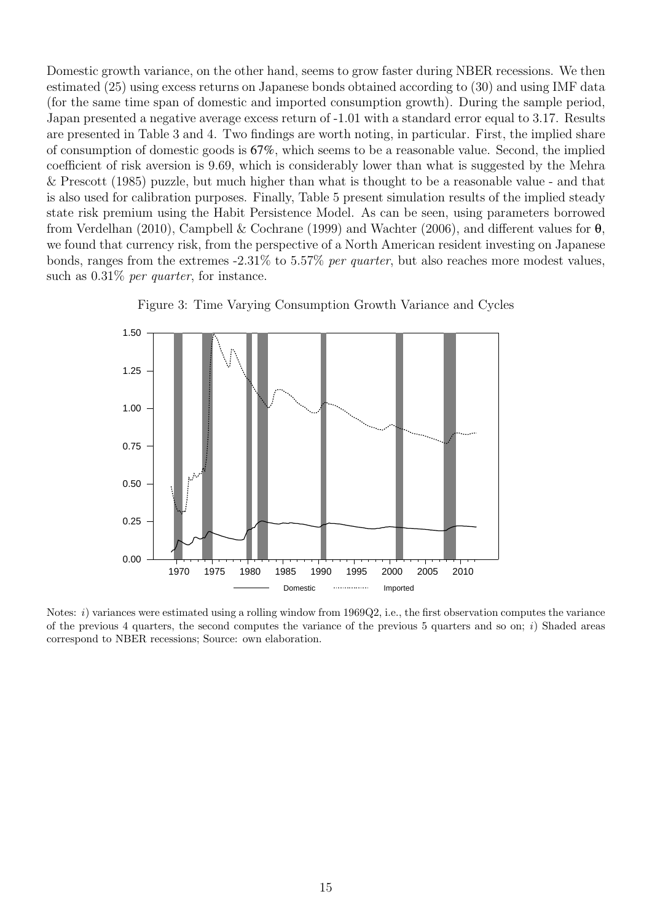Domestic growth variance, on the other hand, seems to grow faster during NBER recessions. We then estimated (25) using excess returns on Japanese bonds obtained according to (30) and using IMF data (for the same time span of domestic and imported consumption growth). During the sample period, Japan presented a negative average excess return of -1.01 with a standard error equal to 3.17. Results are presented in Table 3 and 4. Two findings are worth noting, in particular. First, the implied share of consumption of domestic goods is **67%**, which seems to be a reasonable value. Second, the implied coefficient of risk aversion is 9.69, which is considerably lower than what is suggested by the Mehra & Prescott (1985) puzzle, but much higher than what is thought to be a reasonable value - and that is also used for calibration purposes. Finally, Table 5 present simulation results of the implied steady state risk premium using the Habit Persistence Model. As can be seen, using parameters borrowed from Verdelhan (2010), Campbell & Cochrane (1999) and Wachter (2006), and different values for $\theta$, we found that currency risk, from the perspective of a North American resident investing on Japanese bonds, ranges from the extremes -2.31% to 5.57% *per quarter*, but also reaches more modest values, such as 0.31% *per quarter*, for instance.

Figure 3: Time Varying Consumption Growth Variance and Cycles

Notes: *i*) variances were estimated using a rolling window from 1969Q2, i.e., the first observation computes the variance of the previous 4 quarters, the second computes the variance of the previous 5 quarters and so on; *i*) Shaded areas correspond to NBER recessions; Source: own elaboration.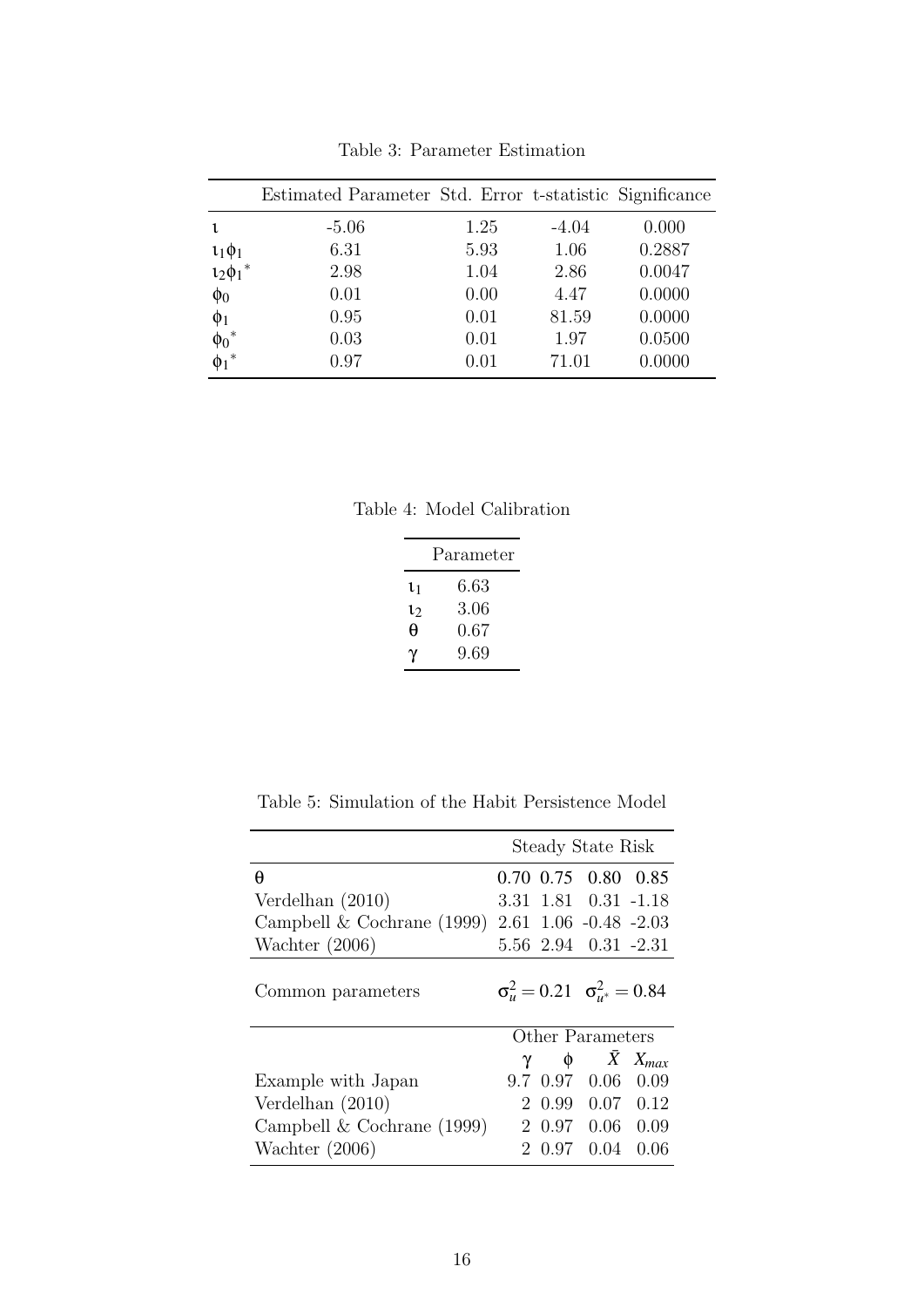Table 3: Parameter Estimation

| | Estimated Parameter | Std. Error | t-statistic | Significance |
|---|---|---|---|---|
| $\iota$ | -5.06 | 1.25 | -4.04 | 0.000 |
| $\iota_1\phi_1$ | 6.31 | 5.93 | 1.06 | 0.2887 |
| $\iota_2{\phi_1}^*$ | 2.98 | 1.04 | 2.86 | 0.0047 |
| $\phi_0$ | 0.01 | 0.00 | 4.47 | 0.0000 |
| $\phi_1$ | 0.95 | 0.01 | 81.59 | 0.0000 |
| ${\phi_0}^*$ | 0.03 | 0.01 | 1.97 | 0.0500 |
| ${\phi_1}^*$ | 0.97 | 0.01 | 71.01 | 0.0000 |

Table 4: Model Calibration

| | Parameter |
|---|---|
| $\iota_1$ | 6.63 |
| $\iota_2$ | 3.06 |
| $\theta$ | 0.67 |
| $\gamma$ | 9.69 |

Table 5: Simulation of the Habit Persistence Model

| | Steady State Risk | | | |
|---|---|---|---|---|
| $\theta$ | 0.70 | 0.75 | 0.80 | 0.85 |
| Verdelhan (2010) | 3.31 | 1.81 | 0.31 | -1.18 |
| Campbell & Cochrane (1999) | 2.61 | 1.06 | -0.48 | -2.03 |
| Wachter (2006) | 5.56 | 2.94 | 0.31 | -2.31 |
| Common parameters | $\sigma_u^2 = 0.21$ | | $\sigma_{u^*}^2 = 0.84$ | |
| | Other Parameters | | | |
| | $\gamma$ | $\phi$ | $\bar{X}$ | $X_{max}$ |
| Example with Japan | 9.7 | 0.97 | 0.06 | 0.09 |
| Verdelhan (2010) | 2 | 0.99 | 0.07 | 0.12 |
| Campbell & Cochrane (1999) | 2 | 0.97 | 0.06 | 0.09 |
| Wachter (2006) | 2 | 0.97 | 0.04 | 0.06 |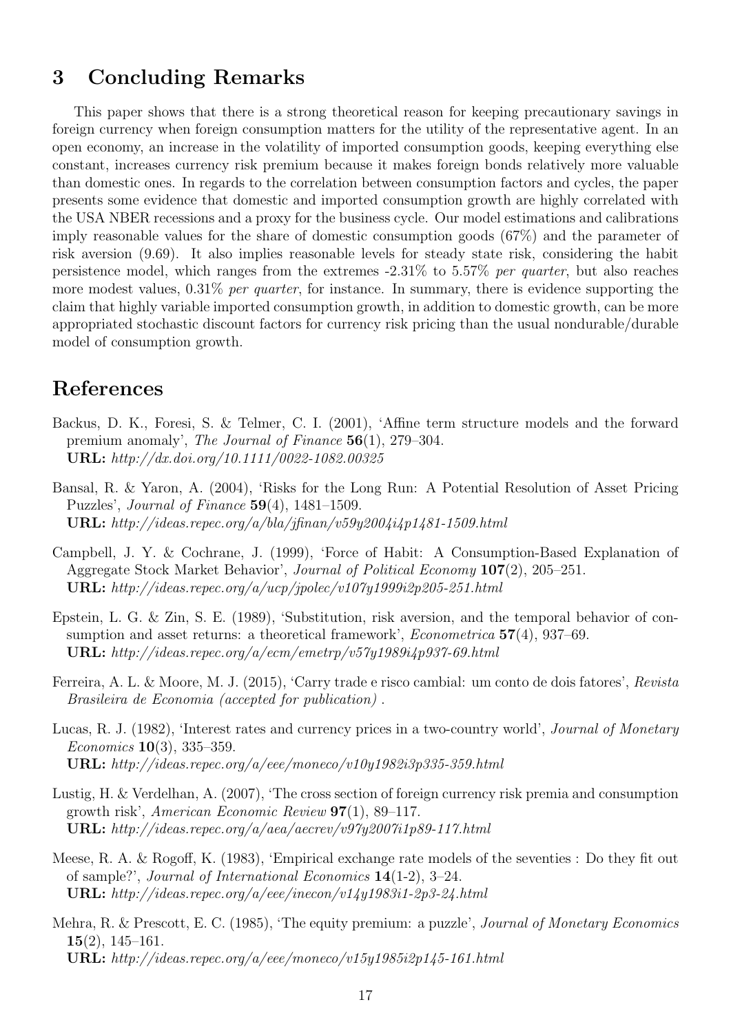# 3 Concluding Remarks

This paper shows that there is a strong theoretical reason for keeping precautionary savings in foreign currency when foreign consumption matters for the utility of the representative agent. In an open economy, an increase in the volatility of imported consumption goods, keeping everything else constant, increases currency risk premium because it makes foreign bonds relatively more valuable than domestic ones. In regards to the correlation between consumption factors and cycles, the paper presents some evidence that domestic and imported consumption growth are highly correlated with the USA NBER recessions and a proxy for the business cycle. Our model estimations and calibrations imply reasonable values for the share of domestic consumption goods (67%) and the parameter of risk aversion (9.69). It also implies reasonable levels for steady state risk, considering the habit persistence model, which ranges from the extremes -2.31% to 5.57% *per quarter*, but also reaches more modest values, 0.31% *per quarter*, for instance. In summary, there is evidence supporting the claim that highly variable imported consumption growth, in addition to domestic growth, can be more appropriated stochastic discount factors for currency risk pricing than the usual nondurable/durable model of consumption growth.

# References

Backus, D. K., Foresi, S. & Telmer, C. I. (2001), 'Affine term structure models and the forward premium anomaly', *The Journal of Finance* **56**(1), 279–304.
**URL:** *http://dx.doi.org/10.1111/0022-1082.00325*

Bansal, R. & Yaron, A. (2004), 'Risks for the Long Run: A Potential Resolution of Asset Pricing Puzzles', *Journal of Finance* **59**(4), 1481–1509.
**URL:** *http://ideas.repec.org/a/bla/jfinan/v59y2004i4p1481-1509.html*

Campbell, J. Y. & Cochrane, J. (1999), 'Force of Habit: A Consumption-Based Explanation of Aggregate Stock Market Behavior', *Journal of Political Economy* **107**(2), 205–251.
**URL:** *http://ideas.repec.org/a/ucp/jpolec/v107y1999i2p205-251.html*

Epstein, L. G. & Zin, S. E. (1989), 'Substitution, risk aversion, and the temporal behavior of consumption and asset returns: a theoretical framework', *Econometrica* **57**(4), 937–69.
**URL:** *http://ideas.repec.org/a/ecm/emetrp/v57y1989i4p937-69.html*

Ferreira, A. L. & Moore, M. J. (2015), 'Carry trade e risco cambial: um conto de dois fatores', *Revista Brasileira de Economia (accepted for publication)* .

Lucas, R. J. (1982), 'Interest rates and currency prices in a two-country world', *Journal of Monetary Economics* **10**(3), 335–359.
**URL:** *http://ideas.repec.org/a/eee/moneco/v10y1982i3p335-359.html*

Lustig, H. & Verdelhan, A. (2007), 'The cross section of foreign currency risk premia and consumption growth risk', *American Economic Review* **97**(1), 89–117.
**URL:** *http://ideas.repec.org/a/aea/aecrev/v97y2007i1p89-117.html*

Meese, R. A. & Rogoff, K. (1983), 'Empirical exchange rate models of the seventies : Do they fit out of sample?', *Journal of International Economics* **14**(1-2), 3–24.
**URL:** *http://ideas.repec.org/a/eee/inecon/v14y1983i1-2p3-24.html*

Mehra, R. & Prescott, E. C. (1985), 'The equity premium: a puzzle', *Journal of Monetary Economics* **15**(2), 145–161.
**URL:** *http://ideas.repec.org/a/eee/moneco/v15y1985i2p145-161.html*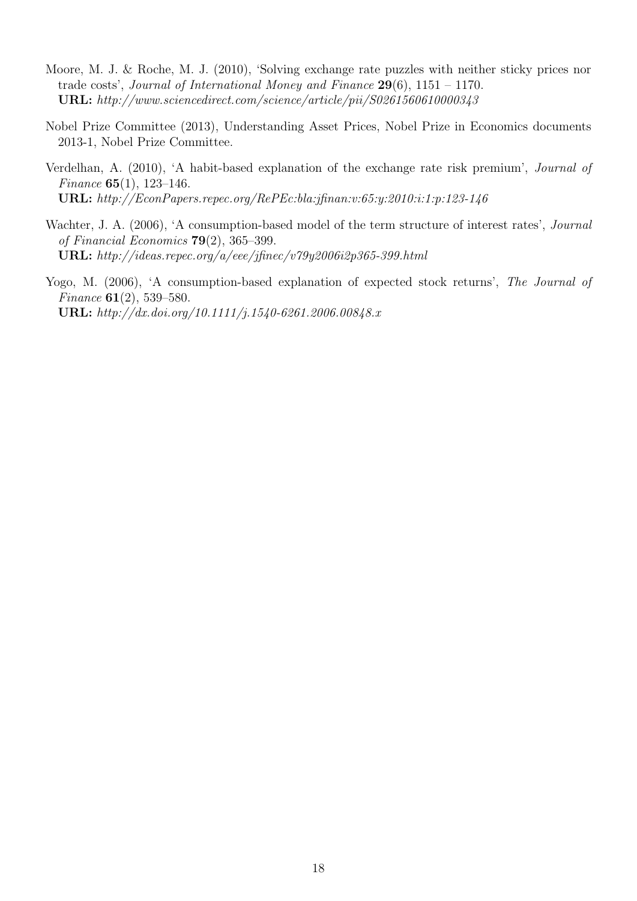Moore, M. J. & Roche, M. J. (2010), 'Solving exchange rate puzzles with neither sticky prices nor trade costs', *Journal of International Money and Finance* **29**(6), 1151 – 1170.
**URL:** *http://www.sciencedirect.com/science/article/pii/S0261560610000343*

Nobel Prize Committee (2013), Understanding Asset Prices, Nobel Prize in Economics documents 2013-1, Nobel Prize Committee.

Verdelhan, A. (2010), 'A habit-based explanation of the exchange rate risk premium', *Journal of Finance* **65**(1), 123–146.
**URL:** *http://EconPapers.repec.org/RePEc:bla:jfinan:v:65:y:2010:i:1:p:123-146*

Wachter, J. A. (2006), 'A consumption-based model of the term structure of interest rates', *Journal of Financial Economics* **79**(2), 365–399.
**URL:** *http://ideas.repec.org/a/eee/jfinec/v79y2006i2p365-399.html*

Yogo, M. (2006), 'A consumption-based explanation of expected stock returns', *The Journal of Finance* **61**(2), 539–580.
**URL:** *http://dx.doi.org/10.1111/j.1540-6261.2006.00848.x*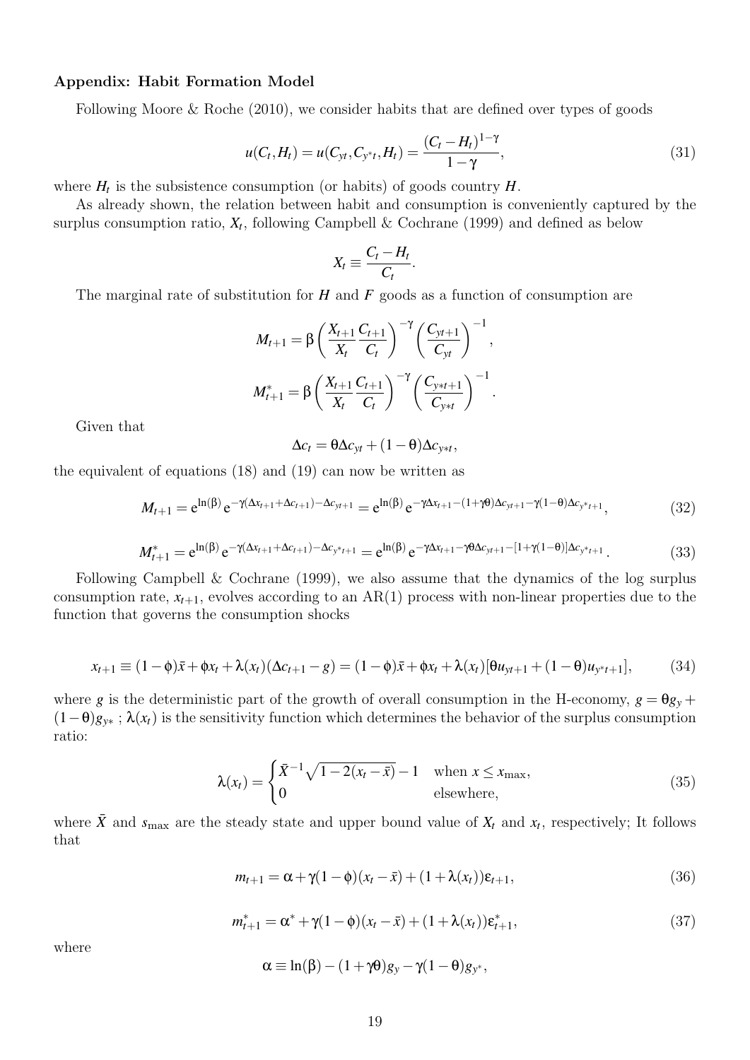### Appendix: Habit Formation Model

Following Moore & Roche (2010), we consider habits that are defined over types of goods

$$u(C_t, H_t) = u(C_{yt}, C_{y^*t}, H_t) = \frac{(C_t - H_t)^{1-\gamma}}{1-\gamma}, \tag{31}$$

where $H_t$ is the subsistence consumption (or habits) of goods country $H$.

As already shown, the relation between habit and consumption is conveniently captured by the surplus consumption ratio, $X_t$, following Campbell & Cochrane (1999) and defined as below

$$X_t \equiv \frac{C_t - H_t}{C_t}.$$

The marginal rate of substitution for $H$ and $F$ goods as a function of consumption are

$$M_{t+1} = \beta \left( \frac{X_{t+1}}{X_t} \frac{C_{t+1}}{C_t} \right)^{-\gamma} \left( \frac{C_{yt+1}}{C_{yt}} \right)^{-1},$$

$$M^*_{t+1} = \beta \left( \frac{X_{t+1}}{X_t} \frac{C_{t+1}}{C_t} \right)^{-\gamma} \left( \frac{C_{y*t+1}}{C_{y*t}} \right)^{-1}.$$

Given that

$$\Delta c_t = \theta \Delta c_{yt} + (1-\theta) \Delta c_{y*t},$$

the equivalent of equations (18) and (19) can now be written as

$$M_{t+1} = e^{\ln(\beta)} e^{-\gamma(\Delta x_{t+1} + \Delta c_{t+1}) - \Delta c_{yt+1}} = e^{\ln(\beta)} e^{-\gamma \Delta x_{t+1} - (1+\gamma\theta)\Delta c_{yt+1} - \gamma(1-\theta)\Delta c_{y^*t+1}}, \tag{32}$$

$$M^*_{t+1} = e^{\ln(\beta)} e^{-\gamma(\Delta x_{t+1} + \Delta c_{t+1}) - \Delta c_{y^*t+1}} = e^{\ln(\beta)} e^{-\gamma \Delta x_{t+1} - \gamma\theta \Delta c_{yt+1} - [1+\gamma(1-\theta)]\Delta c_{y^*t+1}}. \tag{33}$$

Following Campbell & Cochrane (1999), we also assume that the dynamics of the log surplus consumption rate, $x_{t+1}$, evolves according to an AR(1) process with non-linear properties due to the function that governs the consumption shocks

$$x_{t+1} \equiv (1-\phi)\bar{x} + \phi x_t + \lambda(x_t)(\Delta c_{t+1} - g) = (1-\phi)\bar{x} + \phi x_t + \lambda(x_t)[\theta u_{yt+1} + (1-\theta) u_{y^*t+1}], \tag{34}$$

where $g$ is the deterministic part of the growth of overall consumption in the H-economy, $g = \theta g_y + (1-\theta) g_{y*}$ ; $\lambda(x_t)$ is the sensitivity function which determines the behavior of the surplus consumption ratio:

$$\lambda(x_t) = \begin{cases} \bar{X}^{-1}\sqrt{1 - 2(x_t - \bar{x})} - 1 & \text{when } x \leq x_{\max}, \\ 0 & \text{elsewhere}, \end{cases} \tag{35}$$

where $\bar{X}$ and $s_{\max}$ are the steady state and upper bound value of $X_t$ and $x_t$, respectively; It follows that

$$m_{t+1} = \alpha + \gamma(1-\phi)(x_t - \bar{x}) + (1 + \lambda(x_t))\varepsilon_{t+1}, \tag{36}$$

$$m^*_{t+1} = \alpha^* + \gamma(1-\phi)(x_t - \bar{x}) + (1 + \lambda(x_t))\varepsilon^*_{t+1}, \tag{37}$$

where

$$\alpha \equiv \ln(\beta) - (1+\gamma\theta) g_y - \gamma(1-\theta) g_{y^*},$$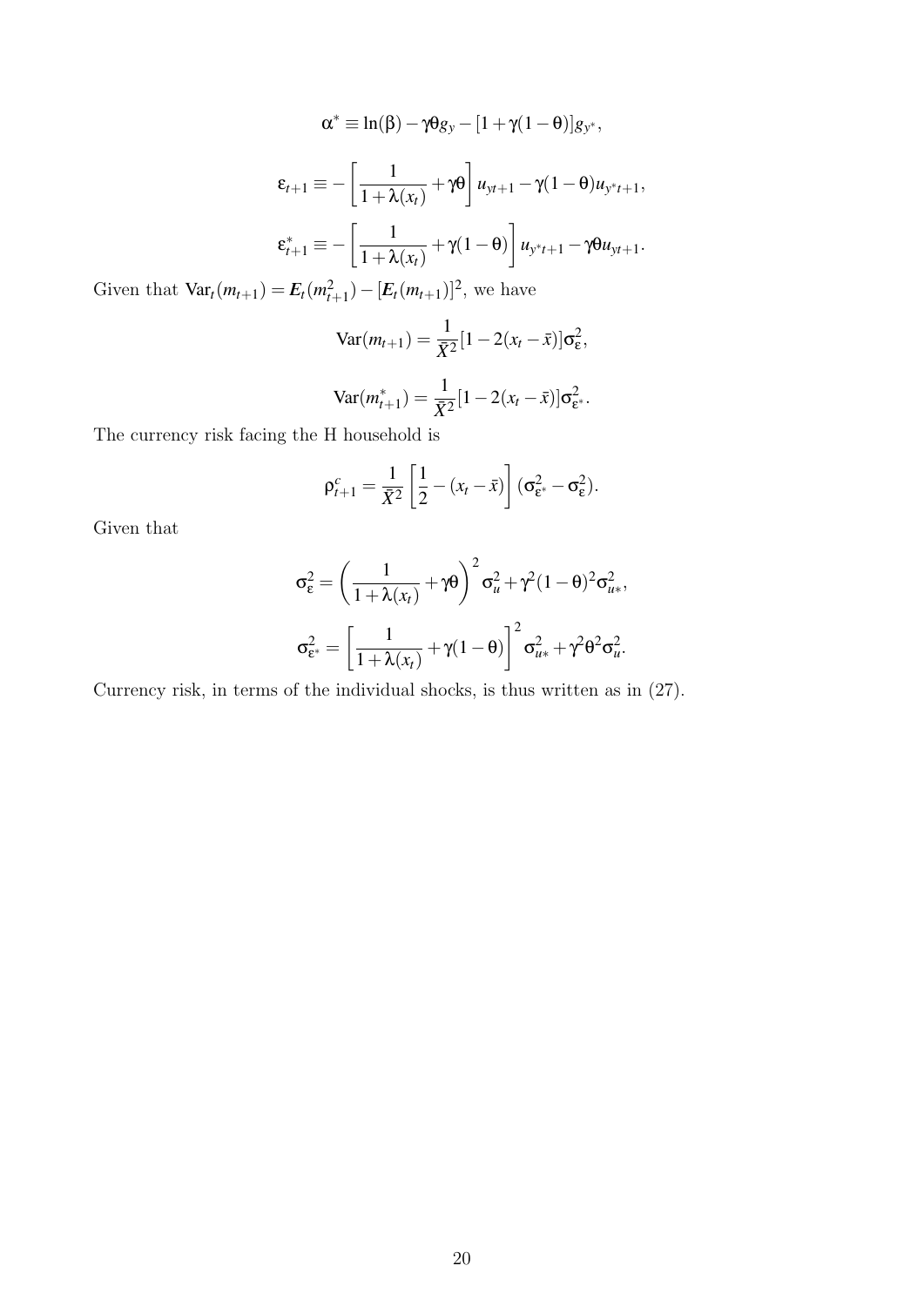$$\alpha^* \equiv \ln(\beta) - \gamma\theta g_y - [1+\gamma(1-\theta)]g_{y^*},$$

$$\varepsilon_{t+1} \equiv -\left[\frac{1}{1+\lambda(x_t)} + \gamma\theta\right] u_{yt+1} - \gamma(1-\theta)u_{y^*t+1},$$

$$\varepsilon^*_{t+1} \equiv -\left[\frac{1}{1+\lambda(x_t)} + \gamma(1-\theta)\right] u_{y^*t+1} - \gamma\theta u_{yt+1}.$$

Given that $\text{Var}_t(m_{t+1}) = \boldsymbol{E}_t(m^2_{t+1}) - [\boldsymbol{E}_t(m_{t+1})]^2$, we have

$$\text{Var}(m_{t+1}) = \frac{1}{\bar{X}^2}[1-2(x_t-\bar{x})]\sigma^2_\varepsilon,$$

$$\text{Var}(m^*_{t+1}) = \frac{1}{\bar{X}^2}[1-2(x_t-\bar{x})]\sigma^2_{\varepsilon^*}.$$

The currency risk facing the H household is

$$\rho^c_{t+1} = \frac{1}{\bar{X}^2}\left[\frac{1}{2} - (x_t-\bar{x})\right](\sigma^2_{\varepsilon^*} - \sigma^2_\varepsilon).$$

Given that

$$\sigma^2_\varepsilon = \left(\frac{1}{1+\lambda(x_t)} + \gamma\theta\right)^2 \sigma^2_u + \gamma^2(1-\theta)^2\sigma^2_{u*},$$

$$\sigma^2_{\varepsilon^*} = \left[\frac{1}{1+\lambda(x_t)} + \gamma(1-\theta)\right]^2 \sigma^2_{u*} + \gamma^2\theta^2\sigma^2_u.$$

Currency risk, in terms of the individual shocks, is thus written as in (27).